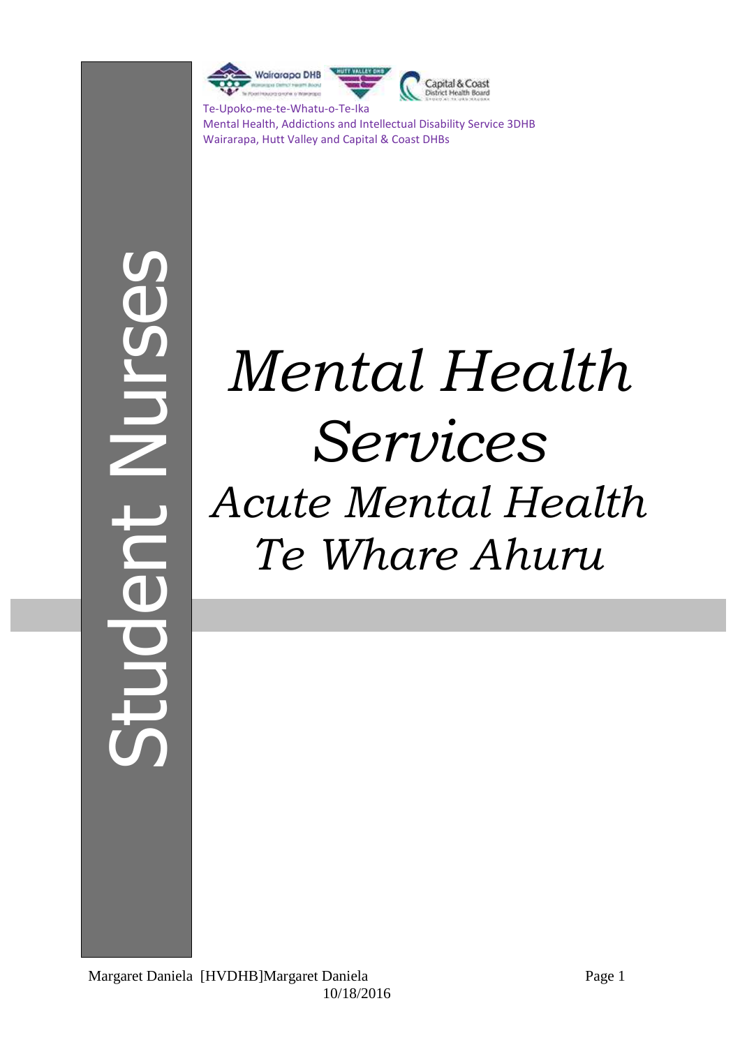Te-Upoko-me-te-Whatu-o-Te-Ika
Mental Health, Addictions and Intellectual Disability Service 3DHB
Wairarapa, Hutt Valley and Capital & Coast DHBs

Student Nurses

# *Mental Health Services*

## *Acute Mental Health*
## *Te Whare Ahuru*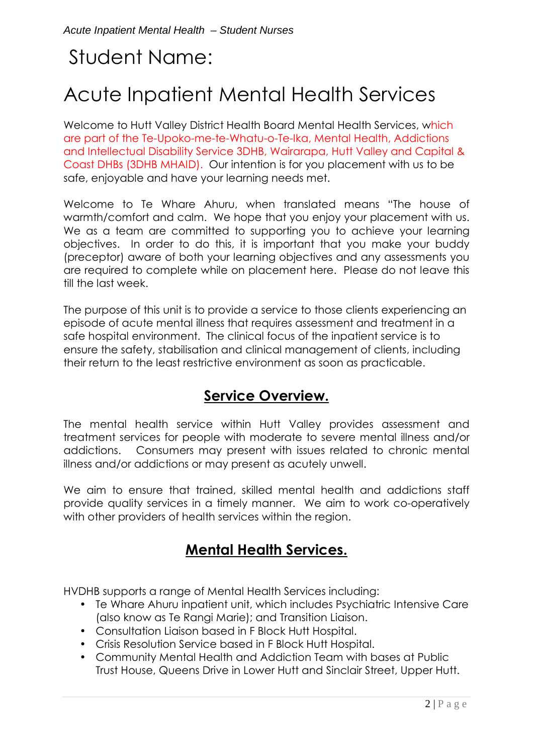# Student Name:

# Acute Inpatient Mental Health Services

Welcome to Hutt Valley District Health Board Mental Health Services, which are part of the Te-Upoko-me-te-Whatu-o-Te-Ika, Mental Health, Addictions and Intellectual Disability Service 3DHB, Wairarapa, Hutt Valley and Capital & Coast DHBs (3DHB MHAID). Our intention is for you placement with us to be safe, enjoyable and have your learning needs met.

Welcome to Te Whare Ahuru, when translated means "The house of warmth/comfort and calm. We hope that you enjoy your placement with us. We as a team are committed to supporting you to achieve your learning objectives. In order to do this, it is important that you make your buddy (preceptor) aware of both your learning objectives and any assessments you are required to complete while on placement here. Please do not leave this till the last week.

The purpose of this unit is to provide a service to those clients experiencing an episode of acute mental illness that requires assessment and treatment in a safe hospital environment. The clinical focus of the inpatient service is to ensure the safety, stabilisation and clinical management of clients, including their return to the least restrictive environment as soon as practicable.

## Service Overview.

The mental health service within Hutt Valley provides assessment and treatment services for people with moderate to severe mental illness and/or addictions. Consumers may present with issues related to chronic mental illness and/or addictions or may present as acutely unwell.

We aim to ensure that trained, skilled mental health and addictions staff provide quality services in a timely manner. We aim to work co-operatively with other providers of health services within the region.

## Mental Health Services.

HVDHB supports a range of Mental Health Services including:

- Te Whare Ahuru inpatient unit, which includes Psychiatric Intensive Care (also know as Te Rangi Marie); and Transition Liaison.
- Consultation Liaison based in F Block Hutt Hospital.
- Crisis Resolution Service based in F Block Hutt Hospital.
- Community Mental Health and Addiction Team with bases at Public Trust House, Queens Drive in Lower Hutt and Sinclair Street, Upper Hutt.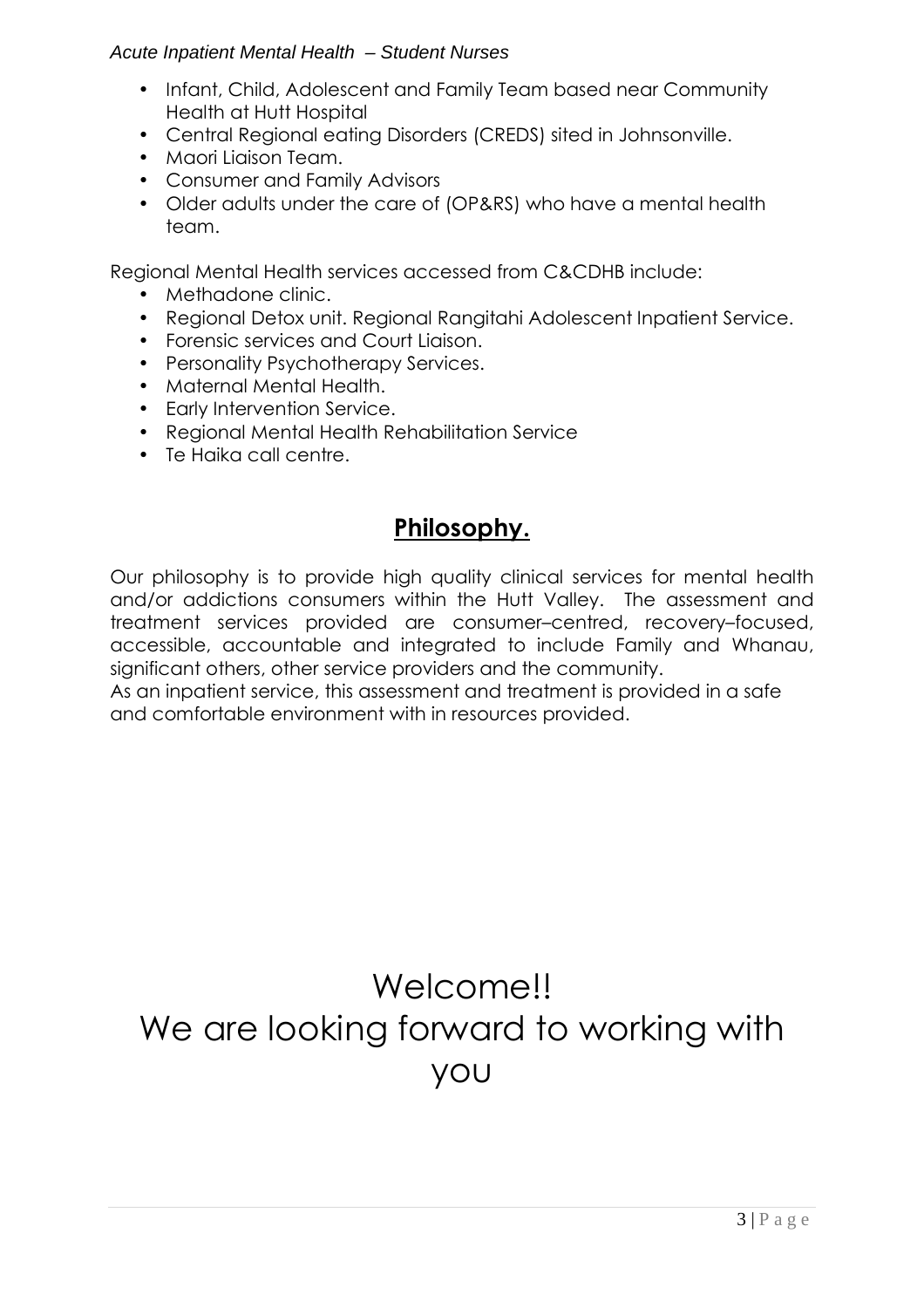- Infant, Child, Adolescent and Family Team based near Community Health at Hutt Hospital
- Central Regional eating Disorders (CREDS) sited in Johnsonville.
- Maori Liaison Team.
- Consumer and Family Advisors
- Older adults under the care of (OP&RS) who have a mental health team.

Regional Mental Health services accessed from C&CDHB include:

- Methadone clinic.
- Regional Detox unit. Regional Rangitahi Adolescent Inpatient Service.
- Forensic services and Court Liaison.
- Personality Psychotherapy Services.
- Maternal Mental Health.
- Early Intervention Service.
- Regional Mental Health Rehabilitation Service
- Te Haika call centre.

## Philosophy.

Our philosophy is to provide high quality clinical services for mental health and/or addictions consumers within the Hutt Valley. The assessment and treatment services provided are consumer–centred, recovery–focused, accessible, accountable and integrated to include Family and Whanau, significant others, other service providers and the community.
As an inpatient service, this assessment and treatment is provided in a safe and comfortable environment with in resources provided.

# Welcome!! We are looking forward to working with you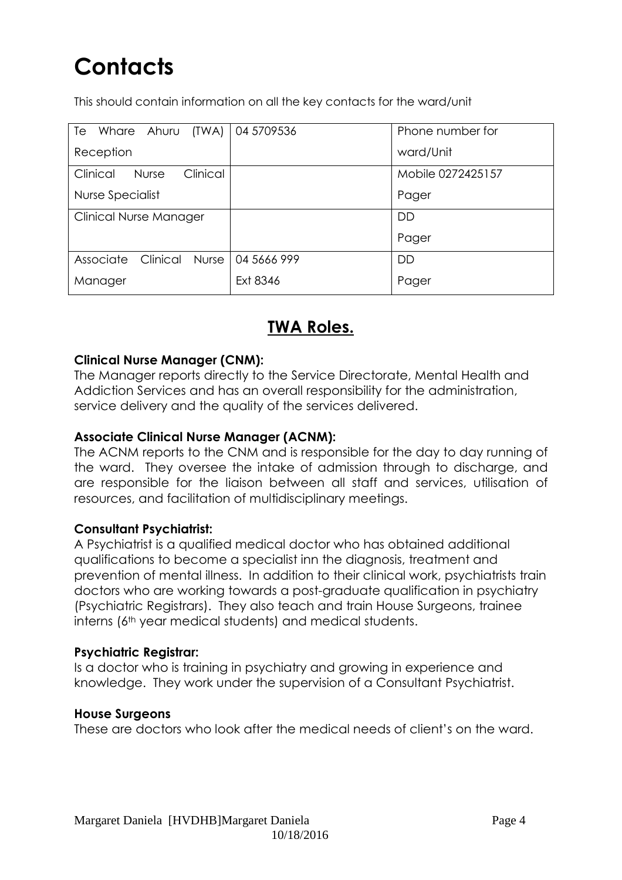# Contacts

This should contain information on all the key contacts for the ward/unit

| Te Whare Ahuru (TWA) Reception | 04 5709536 | Phone number for ward/Unit |
|---|---|---|
| Clinical Nurse Clinical Nurse Specialist | | Mobile 0272425157<br>Pager |
| Clinical Nurse Manager | | DD<br>Pager |
| Associate Clinical Nurse Manager | 04 5666 999<br>Ext 8346 | DD<br>Pager |

## TWA Roles.

**Clinical Nurse Manager (CNM):**
The Manager reports directly to the Service Directorate, Mental Health and Addiction Services and has an overall responsibility for the administration, service delivery and the quality of the services delivered.

**Associate Clinical Nurse Manager (ACNM):**
The ACNM reports to the CNM and is responsible for the day to day running of the ward. They oversee the intake of admission through to discharge, and are responsible for the liaison between all staff and services, utilisation of resources, and facilitation of multidisciplinary meetings.

**Consultant Psychiatrist:**
A Psychiatrist is a qualified medical doctor who has obtained additional qualifications to become a specialist inn the diagnosis, treatment and prevention of mental illness. In addition to their clinical work, psychiatrists train doctors who are working towards a post-graduate qualification in psychiatry (Psychiatric Registrars). They also teach and train House Surgeons, trainee interns (6th year medical students) and medical students.

**Psychiatric Registrar:**
Is a doctor who is training in psychiatry and growing in experience and knowledge. They work under the supervision of a Consultant Psychiatrist.

**House Surgeons**
These are doctors who look after the medical needs of client's on the ward.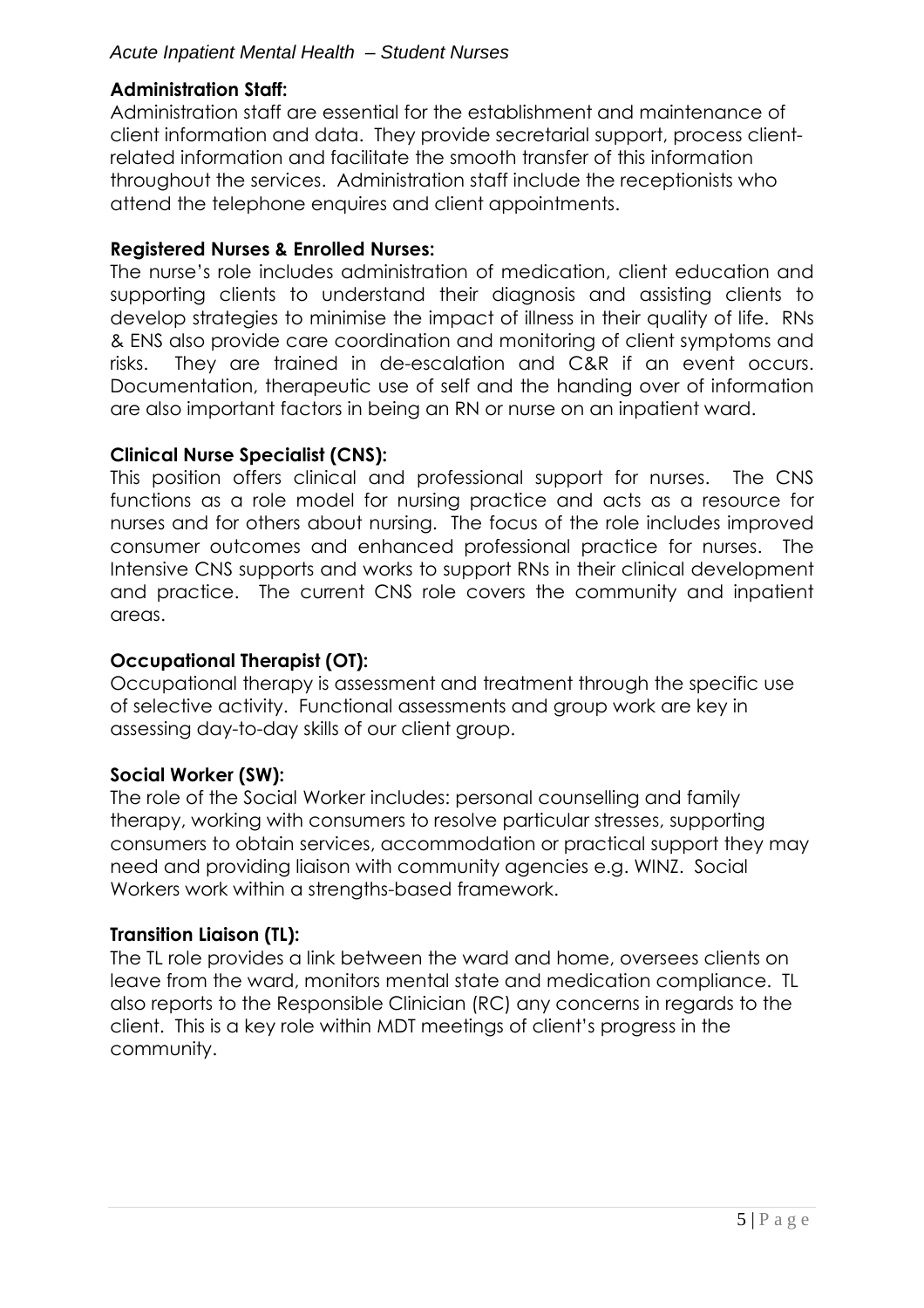**Administration Staff:**

Administration staff are essential for the establishment and maintenance of client information and data. They provide secretarial support, process client-related information and facilitate the smooth transfer of this information throughout the services. Administration staff include the receptionists who attend the telephone enquires and client appointments.

**Registered Nurses & Enrolled Nurses:**

The nurse's role includes administration of medication, client education and supporting clients to understand their diagnosis and assisting clients to develop strategies to minimise the impact of illness in their quality of life. RNs & ENS also provide care coordination and monitoring of client symptoms and risks. They are trained in de-escalation and C&R if an event occurs. Documentation, therapeutic use of self and the handing over of information are also important factors in being an RN or nurse on an inpatient ward.

**Clinical Nurse Specialist (CNS):**

This position offers clinical and professional support for nurses. The CNS functions as a role model for nursing practice and acts as a resource for nurses and for others about nursing. The focus of the role includes improved consumer outcomes and enhanced professional practice for nurses. The Intensive CNS supports and works to support RNs in their clinical development and practice. The current CNS role covers the community and inpatient areas.

**Occupational Therapist (OT):**

Occupational therapy is assessment and treatment through the specific use of selective activity. Functional assessments and group work are key in assessing day-to-day skills of our client group.

**Social Worker (SW):**

The role of the Social Worker includes: personal counselling and family therapy, working with consumers to resolve particular stresses, supporting consumers to obtain services, accommodation or practical support they may need and providing liaison with community agencies e.g. WINZ. Social Workers work within a strengths-based framework.

**Transition Liaison (TL):**

The TL role provides a link between the ward and home, oversees clients on leave from the ward, monitors mental state and medication compliance. TL also reports to the Responsible Clinician (RC) any concerns in regards to the client. This is a key role within MDT meetings of client's progress in the community.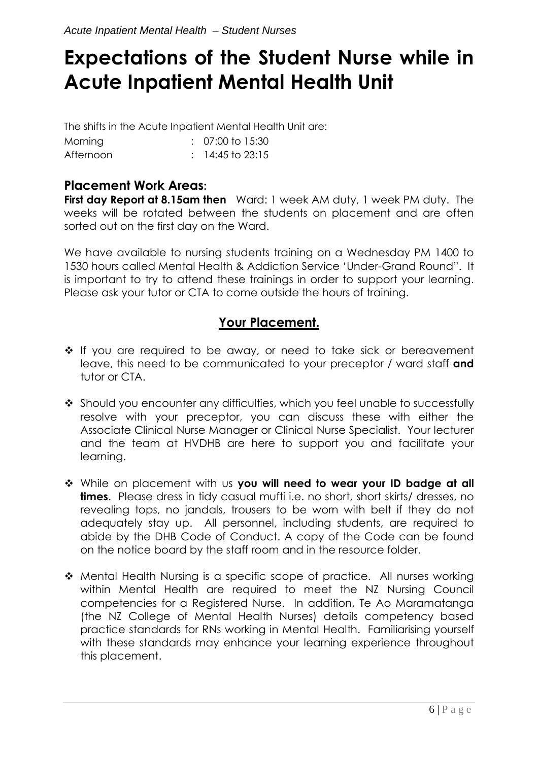# Expectations of the Student Nurse while in Acute Inpatient Mental Health Unit

The shifts in the Acute Inpatient Mental Health Unit are:

| | |
|---|---|
| Morning | : 07:00 to 15:30 |
| Afternoon | : 14:45 to 23:15 |

## Placement Work Areas:

**First day Report at 8.15am then** Ward: 1 week AM duty, 1 week PM duty. The weeks will be rotated between the students on placement and are often sorted out on the first day on the Ward.

We have available to nursing students training on a Wednesday PM 1400 to 1530 hours called Mental Health & Addiction Service 'Under-Grand Round". It is important to try to attend these trainings in order to support your learning. Please ask your tutor or CTA to come outside the hours of training.

## Your Placement.

- If you are required to be away, or need to take sick or bereavement leave, this need to be communicated to your preceptor / ward staff **and** tutor or CTA.
- Should you encounter any difficulties, which you feel unable to successfully resolve with your preceptor, you can discuss these with either the Associate Clinical Nurse Manager or Clinical Nurse Specialist. Your lecturer and the team at HVDHB are here to support you and facilitate your learning.
- While on placement with us **you will need to wear your ID badge at all times**. Please dress in tidy casual mufti i.e. no short, short skirts/ dresses, no revealing tops, no jandals, trousers to be worn with belt if they do not adequately stay up. All personnel, including students, are required to abide by the DHB Code of Conduct. A copy of the Code can be found on the notice board by the staff room and in the resource folder.
- Mental Health Nursing is a specific scope of practice. All nurses working within Mental Health are required to meet the NZ Nursing Council competencies for a Registered Nurse. In addition, Te Ao Maramatanga (the NZ College of Mental Health Nurses) details competency based practice standards for RNs working in Mental Health. Familiarising yourself with these standards may enhance your learning experience throughout this placement.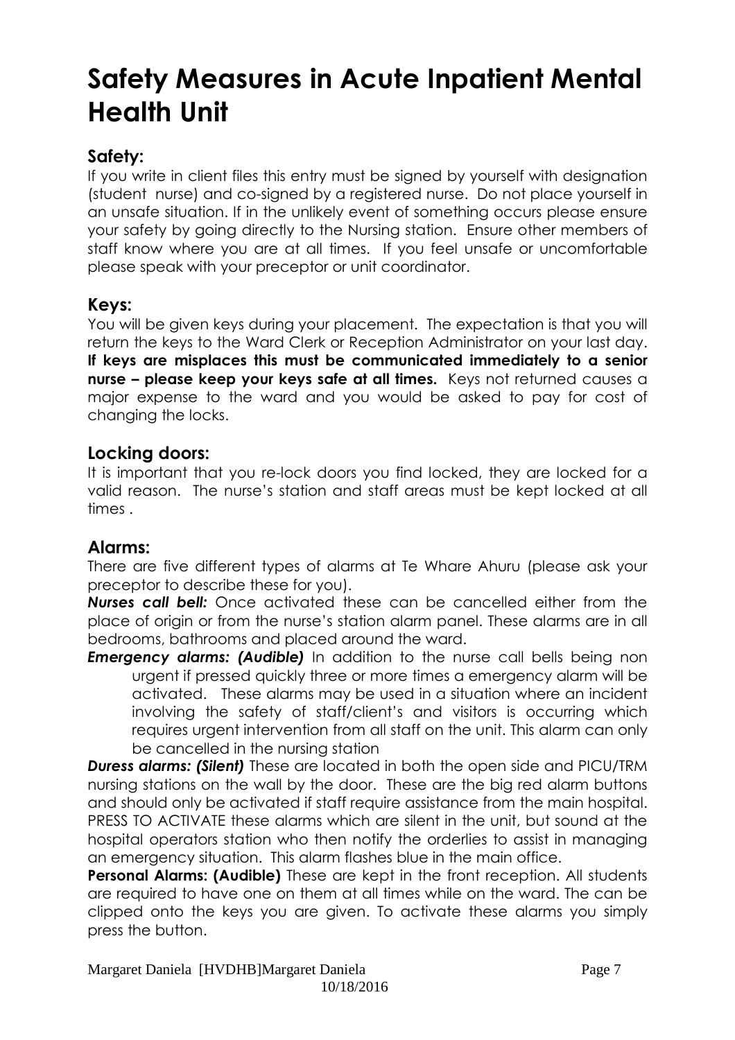# Safety Measures in Acute Inpatient Mental Health Unit

## Safety:

If you write in client files this entry must be signed by yourself with designation (student nurse) and co-signed by a registered nurse. Do not place yourself in an unsafe situation. If in the unlikely event of something occurs please ensure your safety by going directly to the Nursing station. Ensure other members of staff know where you are at all times. If you feel unsafe or uncomfortable please speak with your preceptor or unit coordinator.

## Keys:

You will be given keys during your placement. The expectation is that you will return the keys to the Ward Clerk or Reception Administrator on your last day. **If keys are misplaces this must be communicated immediately to a senior nurse – please keep your keys safe at all times.** Keys not returned causes a major expense to the ward and you would be asked to pay for cost of changing the locks.

## Locking doors:

It is important that you re-lock doors you find locked, they are locked for a valid reason. The nurse's station and staff areas must be kept locked at all times .

## Alarms:

There are five different types of alarms at Te Whare Ahuru (please ask your preceptor to describe these for you).

***Nurses call bell:*** Once activated these can be cancelled either from the place of origin or from the nurse's station alarm panel. These alarms are in all bedrooms, bathrooms and placed around the ward.

***Emergency alarms: (Audible)*** In addition to the nurse call bells being non urgent if pressed quickly three or more times a emergency alarm will be activated. These alarms may be used in a situation where an incident involving the safety of staff/client's and visitors is occurring which requires urgent intervention from all staff on the unit. This alarm can only be cancelled in the nursing station

***Duress alarms: (Silent)*** These are located in both the open side and PICU/TRM nursing stations on the wall by the door. These are the big red alarm buttons and should only be activated if staff require assistance from the main hospital. PRESS TO ACTIVATE these alarms which are silent in the unit, but sound at the hospital operators station who then notify the orderlies to assist in managing an emergency situation. This alarm flashes blue in the main office.

**Personal Alarms: (Audible)** These are kept in the front reception. All students are required to have one on them at all times while on the ward. The can be clipped onto the keys you are given. To activate these alarms you simply press the button.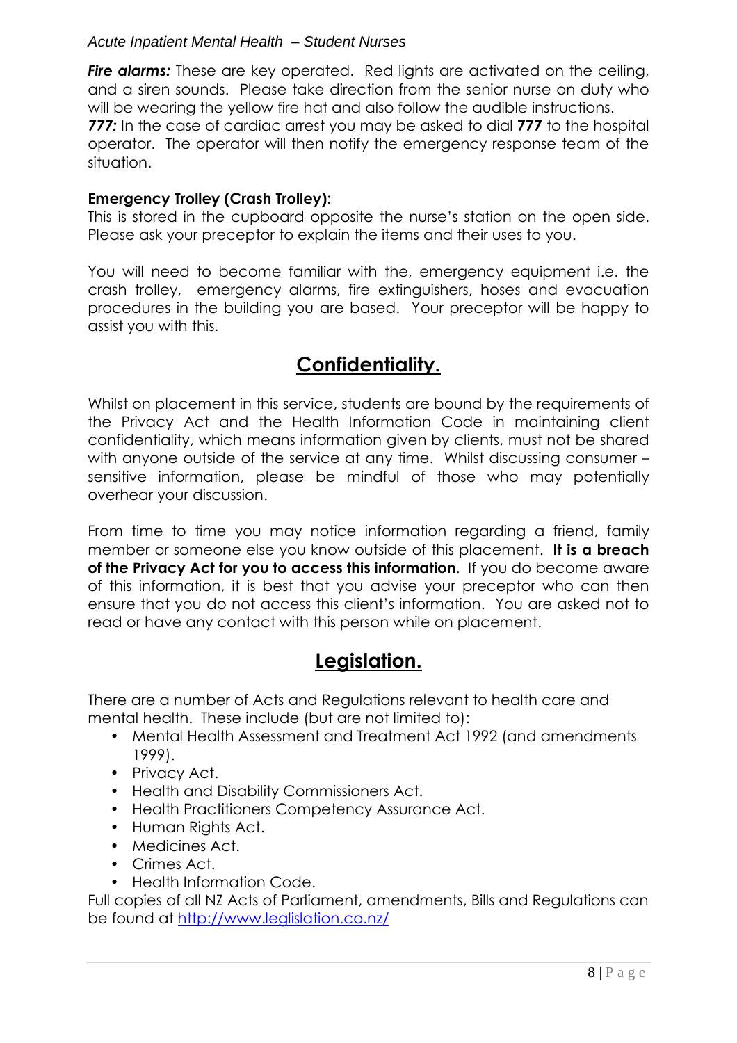***Fire alarms:*** These are key operated. Red lights are activated on the ceiling, and a siren sounds. Please take direction from the senior nurse on duty who will be wearing the yellow fire hat and also follow the audible instructions.
***777:*** In the case of cardiac arrest you may be asked to dial **777** to the hospital operator. The operator will then notify the emergency response team of the situation.

**Emergency Trolley (Crash Trolley):**
This is stored in the cupboard opposite the nurse's station on the open side. Please ask your preceptor to explain the items and their uses to you.

You will need to become familiar with the, emergency equipment i.e. the crash trolley, emergency alarms, fire extinguishers, hoses and evacuation procedures in the building you are based. Your preceptor will be happy to assist you with this.

## Confidentiality.

Whilst on placement in this service, students are bound by the requirements of the Privacy Act and the Health Information Code in maintaining client confidentiality, which means information given by clients, must not be shared with anyone outside of the service at any time. Whilst discussing consumer – sensitive information, please be mindful of those who may potentially overhear your discussion.

From time to time you may notice information regarding a friend, family member or someone else you know outside of this placement. **It is a breach of the Privacy Act for you to access this information.** If you do become aware of this information, it is best that you advise your preceptor who can then ensure that you do not access this client's information. You are asked not to read or have any contact with this person while on placement.

## Legislation.

There are a number of Acts and Regulations relevant to health care and mental health. These include (but are not limited to):

- Mental Health Assessment and Treatment Act 1992 (and amendments 1999).
- Privacy Act.
- Health and Disability Commissioners Act.
- Health Practitioners Competency Assurance Act.
- Human Rights Act.
- Medicines Act.
- Crimes Act.
- Health Information Code.

Full copies of all NZ Acts of Parliament, amendments, Bills and Regulations can be found at http://www.leglislation.co.nz/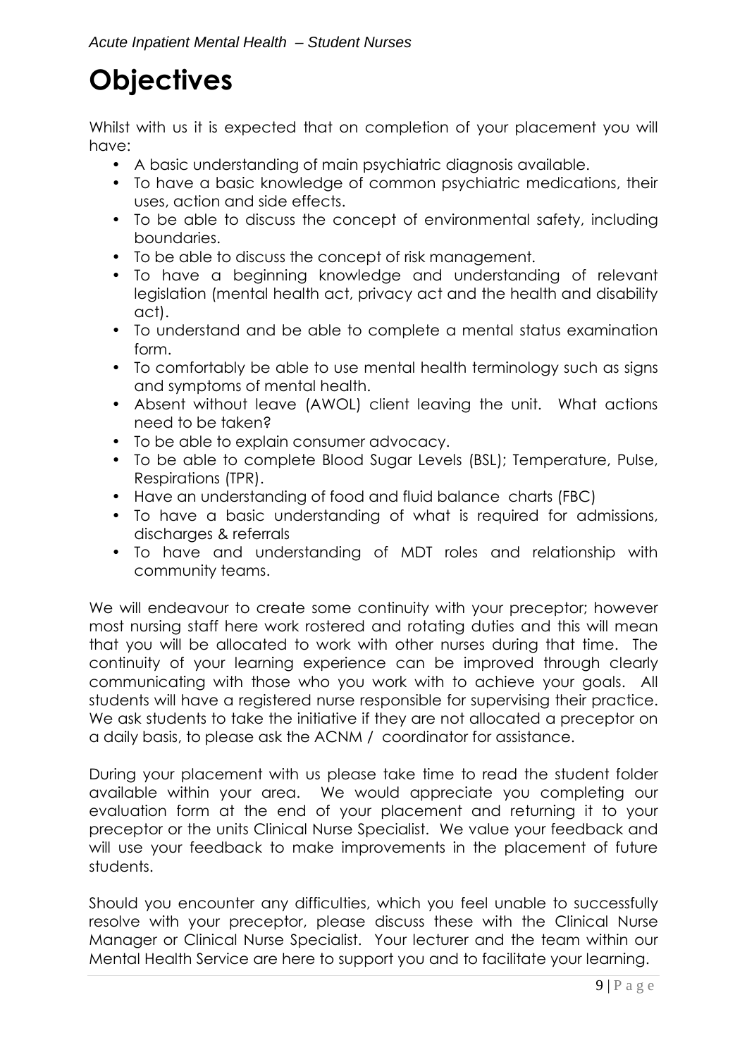# Objectives

Whilst with us it is expected that on completion of your placement you will have:

- A basic understanding of main psychiatric diagnosis available.
- To have a basic knowledge of common psychiatric medications, their uses, action and side effects.
- To be able to discuss the concept of environmental safety, including boundaries.
- To be able to discuss the concept of risk management.
- To have a beginning knowledge and understanding of relevant legislation (mental health act, privacy act and the health and disability act).
- To understand and be able to complete a mental status examination form.
- To comfortably be able to use mental health terminology such as signs and symptoms of mental health.
- Absent without leave (AWOL) client leaving the unit. What actions need to be taken?
- To be able to explain consumer advocacy.
- To be able to complete Blood Sugar Levels (BSL); Temperature, Pulse, Respirations (TPR).
- Have an understanding of food and fluid balance charts (FBC)
- To have a basic understanding of what is required for admissions, discharges & referrals
- To have and understanding of MDT roles and relationship with community teams.

We will endeavour to create some continuity with your preceptor; however most nursing staff here work rostered and rotating duties and this will mean that you will be allocated to work with other nurses during that time. The continuity of your learning experience can be improved through clearly communicating with those who you work with to achieve your goals. All students will have a registered nurse responsible for supervising their practice. We ask students to take the initiative if they are not allocated a preceptor on a daily basis, to please ask the ACNM / coordinator for assistance.

During your placement with us please take time to read the student folder available within your area. We would appreciate you completing our evaluation form at the end of your placement and returning it to your preceptor or the units Clinical Nurse Specialist. We value your feedback and will use your feedback to make improvements in the placement of future students.

Should you encounter any difficulties, which you feel unable to successfully resolve with your preceptor, please discuss these with the Clinical Nurse Manager or Clinical Nurse Specialist. Your lecturer and the team within our Mental Health Service are here to support you and to facilitate your learning.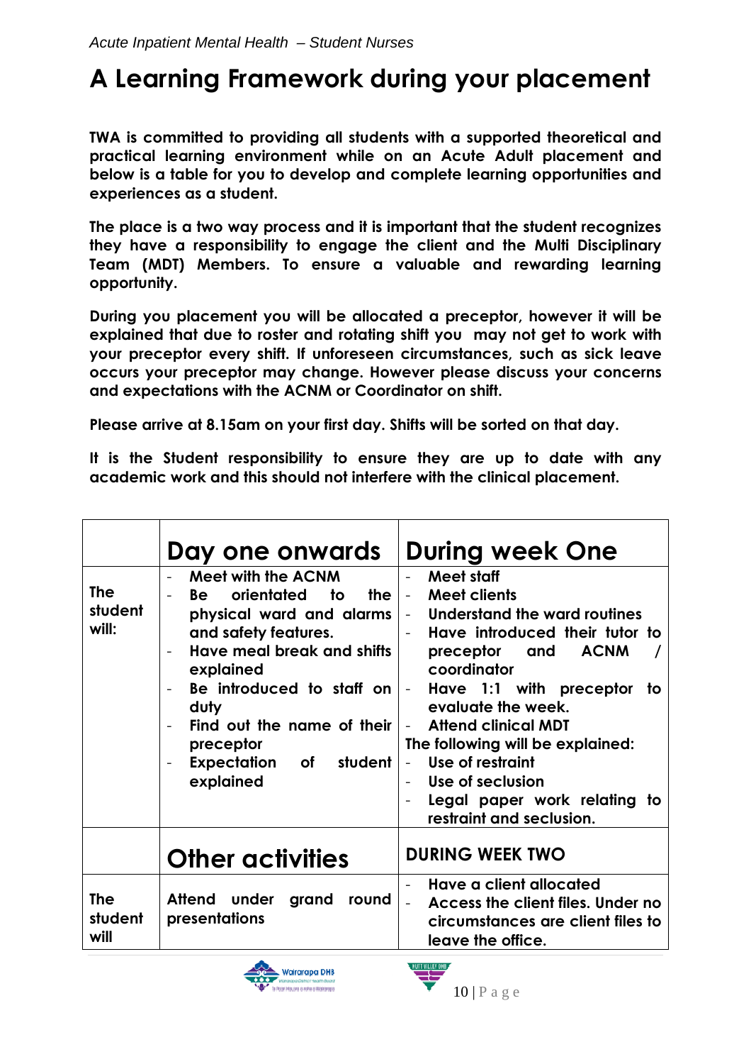# A Learning Framework during your placement

**TWA is committed to providing all students with a supported theoretical and practical learning environment while on an Acute Adult placement and below is a table for you to develop and complete learning opportunities and experiences as a student.**

**The place is a two way process and it is important that the student recognizes they have a responsibility to engage the client and the Multi Disciplinary Team (MDT) Members. To ensure a valuable and rewarding learning opportunity.**

**During you placement you will be allocated a preceptor, however it will be explained that due to roster and rotating shift you may not get to work with your preceptor every shift. If unforeseen circumstances, such as sick leave occurs your preceptor may change. However please discuss your concerns and expectations with the ACNM or Coordinator on shift.**

**Please arrive at 8.15am on your first day. Shifts will be sorted on that day.**

**It is the Student responsibility to ensure they are up to date with any academic work and this should not interfere with the clinical placement.**

| | **Day one onwards** | **During week One** |
|---|---|---|
| **The student will:** | - Meet with the ACNM<br>- Be orientated to the physical ward and alarms and safety features.<br>- Have meal break and shifts explained<br>- Be introduced to staff on duty<br>- Find out the name of their preceptor<br>- Expectation of student explained | - Meet staff<br>- Meet clients<br>- Understand the ward routines<br>- Have introduced their tutor to preceptor and ACNM / coordinator<br>- Have 1:1 with preceptor to evaluate the week.<br>- Attend clinical MDT<br>The following will be explained:<br>- Use of restraint<br>- Use of seclusion<br>- Legal paper work relating to restraint and seclusion. |
| | **Other activities** | **DURING WEEK TWO** |
| **The student will** | Attend under grand round presentations | - Have a client allocated<br>- Access the client files. Under no circumstances are client files to leave the office. |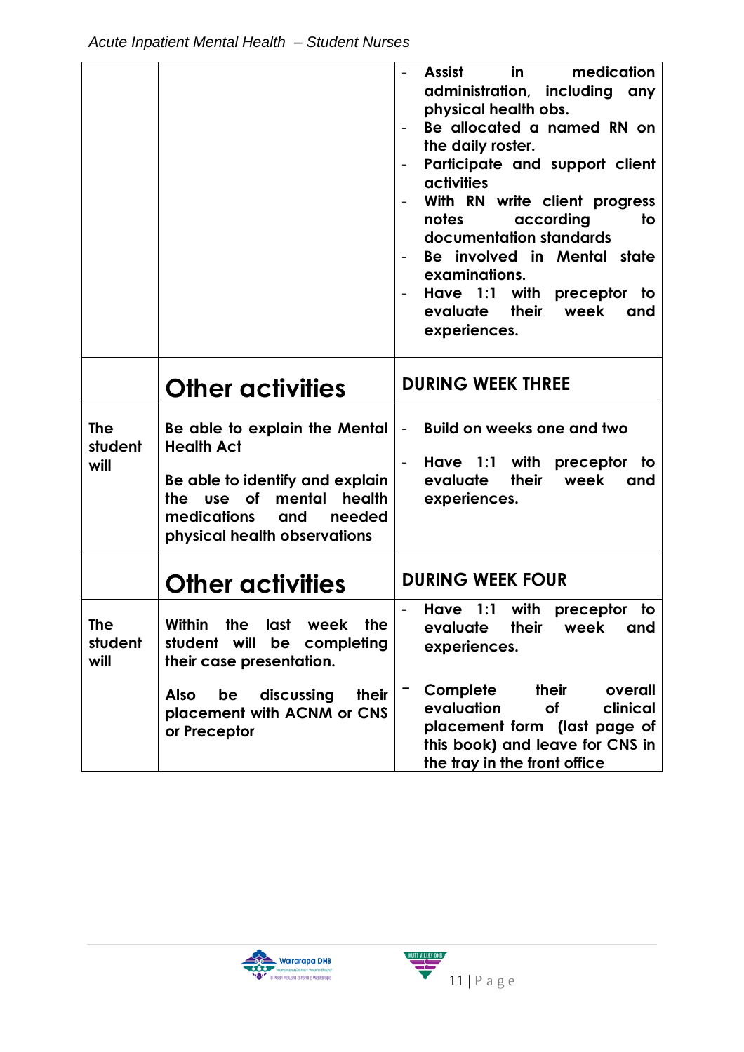| | | |
|---|---|---|
| | | - Assist in medication administration, including any physical health obs.<br>- Be allocated a named RN on the daily roster.<br>- Participate and support client activities<br>- With RN write client progress notes according to documentation standards<br>- Be involved in Mental state examinations.<br>- Have 1:1 with preceptor to evaluate their week and experiences. |
| | **Other activities** | **DURING WEEK THREE** |
| **The student will** | **Be able to explain the Mental Health Act**<br><br>**Be able to identify and explain the use of mental health medications and needed physical health observations** | - Build on weeks one and two<br>- Have 1:1 with preceptor to evaluate their week and experiences. |
| | **Other activities** | **DURING WEEK FOUR** |
| **The student will** | **Within the last week the student will be completing their case presentation.**<br><br>**Also be discussing their placement with ACNM or CNS or Preceptor** | - Have 1:1 with preceptor to evaluate their week and experiences.<br>- Complete their overall evaluation of clinical placement form (last page of this book) and leave for CNS in the tray in the front office |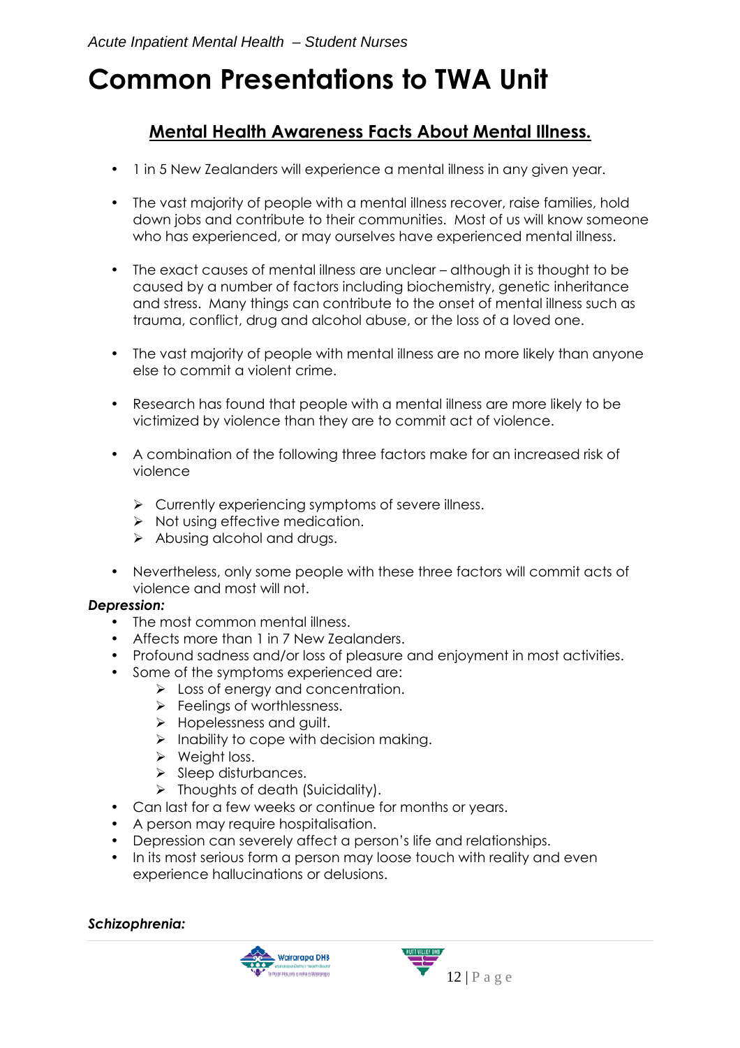# Common Presentations to TWA Unit

## Mental Health Awareness Facts About Mental Illness.

- 1 in 5 New Zealanders will experience a mental illness in any given year.
- The vast majority of people with a mental illness recover, raise families, hold down jobs and contribute to their communities. Most of us will know someone who has experienced, or may ourselves have experienced mental illness.
- The exact causes of mental illness are unclear – although it is thought to be caused by a number of factors including biochemistry, genetic inheritance and stress. Many things can contribute to the onset of mental illness such as trauma, conflict, drug and alcohol abuse, or the loss of a loved one.
- The vast majority of people with mental illness are no more likely than anyone else to commit a violent crime.
- Research has found that people with a mental illness are more likely to be victimized by violence than they are to commit act of violence.
- A combination of the following three factors make for an increased risk of violence
    - Currently experiencing symptoms of severe illness.
    - Not using effective medication.
    - Abusing alcohol and drugs.
- Nevertheless, only some people with these three factors will commit acts of violence and most will not.

***Depression:***

- The most common mental illness.
- Affects more than 1 in 7 New Zealanders.
- Profound sadness and/or loss of pleasure and enjoyment in most activities.
- Some of the symptoms experienced are:
    - Loss of energy and concentration.
    - Feelings of worthlessness.
    - Hopelessness and guilt.
    - Inability to cope with decision making.
    - Weight loss.
    - Sleep disturbances.
    - Thoughts of death (Suicidality).
- Can last for a few weeks or continue for months or years.
- A person may require hospitalisation.
- Depression can severely affect a person's life and relationships.
- In its most serious form a person may loose touch with reality and even experience hallucinations or delusions.

***Schizophrenia:***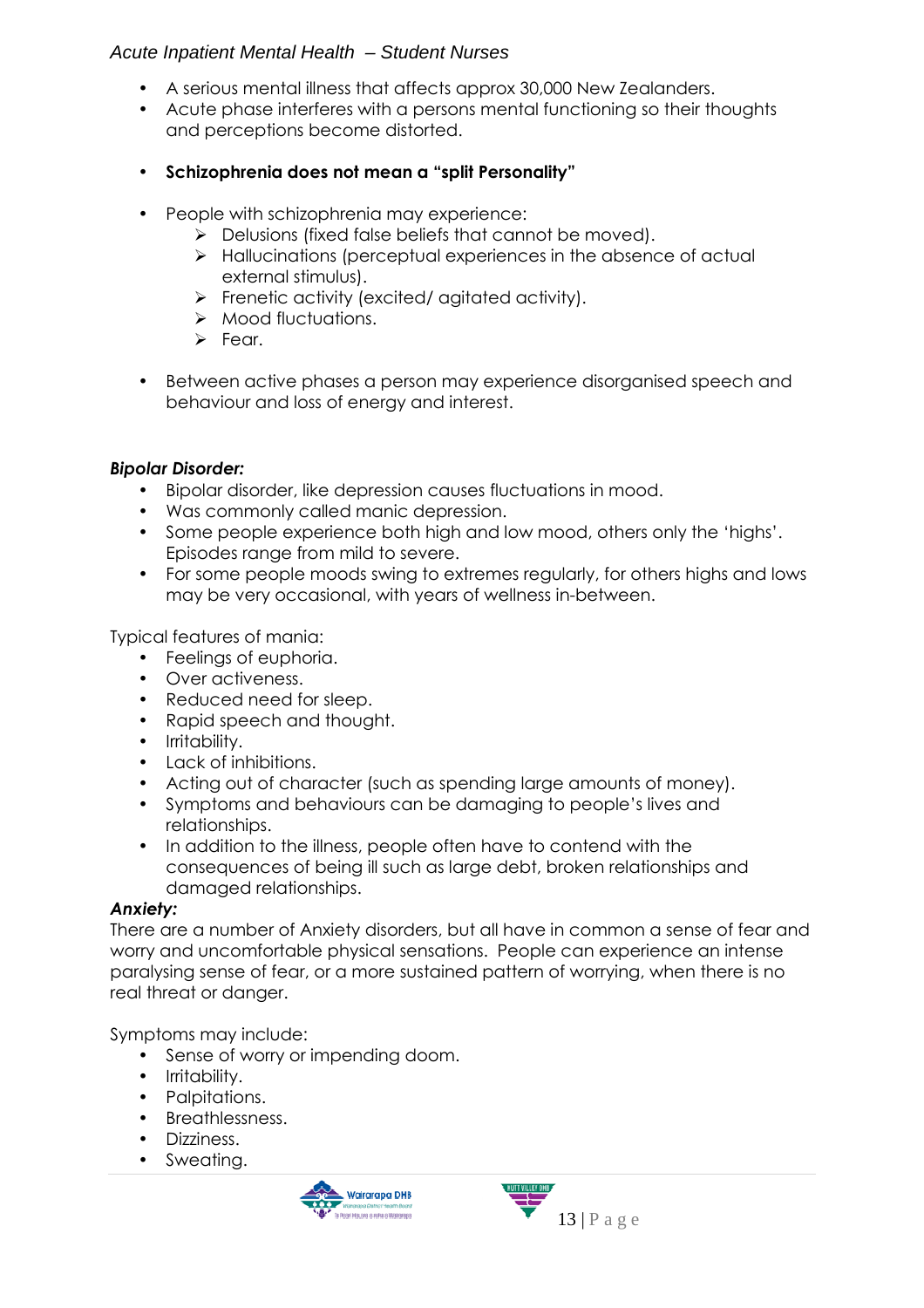- A serious mental illness that affects approx 30,000 New Zealanders.
- Acute phase interferes with a persons mental functioning so their thoughts and perceptions become distorted.

- **Schizophrenia does not mean a "split Personality"**

- People with schizophrenia may experience:
  - Delusions (fixed false beliefs that cannot be moved).
  - Hallucinations (perceptual experiences in the absence of actual external stimulus).
  - Frenetic activity (excited/ agitated activity).
  - Mood fluctuations.
  - Fear.

- Between active phases a person may experience disorganised speech and behaviour and loss of energy and interest.

***Bipolar Disorder:***

- Bipolar disorder, like depression causes fluctuations in mood.
- Was commonly called manic depression.
- Some people experience both high and low mood, others only the 'highs'. Episodes range from mild to severe.
- For some people moods swing to extremes regularly, for others highs and lows may be very occasional, with years of wellness in-between.

Typical features of mania:

- Feelings of euphoria.
- Over activeness.
- Reduced need for sleep.
- Rapid speech and thought.
- Irritability.
- Lack of inhibitions.
- Acting out of character (such as spending large amounts of money).
- Symptoms and behaviours can be damaging to people's lives and relationships.
- In addition to the illness, people often have to contend with the consequences of being ill such as large debt, broken relationships and damaged relationships.

***Anxiety:***

There are a number of Anxiety disorders, but all have in common a sense of fear and worry and uncomfortable physical sensations. People can experience an intense paralysing sense of fear, or a more sustained pattern of worrying, when there is no real threat or danger.

Symptoms may include:

- Sense of worry or impending doom.
- Irritability.
- Palpitations.
- Breathlessness.
- Dizziness.
- Sweating.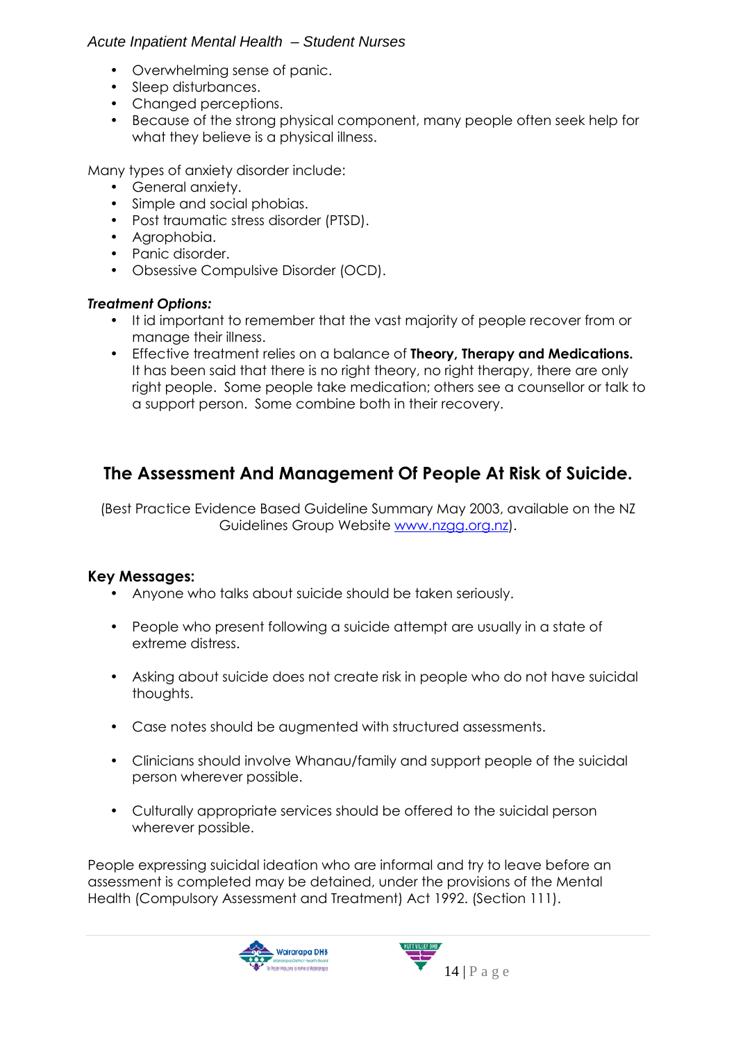- Overwhelming sense of panic.
- Sleep disturbances.
- Changed perceptions.
- Because of the strong physical component, many people often seek help for what they believe is a physical illness.

Many types of anxiety disorder include:

- General anxiety.
- Simple and social phobias.
- Post traumatic stress disorder (PTSD).
- Agrophobia.
- Panic disorder.
- Obsessive Compulsive Disorder (OCD).

***Treatment Options:***

- It id important to remember that the vast majority of people recover from or manage their illness.
- Effective treatment relies on a balance of **Theory, Therapy and Medications.** It has been said that there is no right theory, no right therapy, there are only right people. Some people take medication; others see a counsellor or talk to a support person. Some combine both in their recovery.

## The Assessment And Management Of People At Risk of Suicide.

(Best Practice Evidence Based Guideline Summary May 2003, available on the NZ Guidelines Group Website [www.nzgg.org.nz](www.nzgg.org.nz)).

### Key Messages:

- Anyone who talks about suicide should be taken seriously.
- People who present following a suicide attempt are usually in a state of extreme distress.
- Asking about suicide does not create risk in people who do not have suicidal thoughts.
- Case notes should be augmented with structured assessments.
- Clinicians should involve Whanau/family and support people of the suicidal person wherever possible.
- Culturally appropriate services should be offered to the suicidal person wherever possible.

People expressing suicidal ideation who are informal and try to leave before an assessment is completed may be detained, under the provisions of the Mental Health (Compulsory Assessment and Treatment) Act 1992. (Section 111).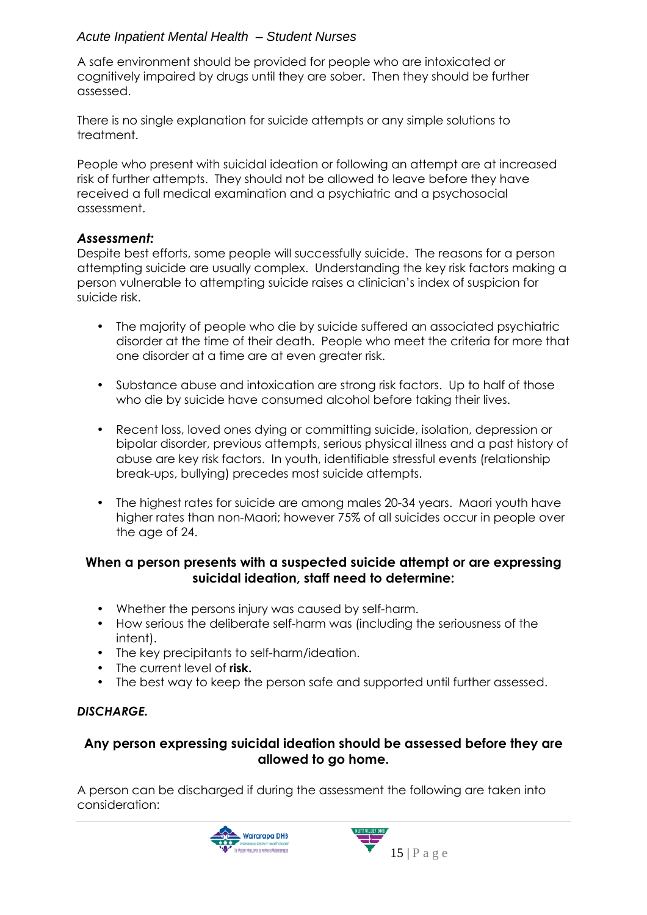A safe environment should be provided for people who are intoxicated or cognitively impaired by drugs until they are sober. Then they should be further assessed.

There is no single explanation for suicide attempts or any simple solutions to treatment.

People who present with suicidal ideation or following an attempt are at increased risk of further attempts. They should not be allowed to leave before they have received a full medical examination and a psychiatric and a psychosocial assessment.

### *Assessment:*

Despite best efforts, some people will successfully suicide. The reasons for a person attempting suicide are usually complex. Understanding the key risk factors making a person vulnerable to attempting suicide raises a clinician's index of suspicion for suicide risk.

- The majority of people who die by suicide suffered an associated psychiatric disorder at the time of their death. People who meet the criteria for more that one disorder at a time are at even greater risk.
- Substance abuse and intoxication are strong risk factors. Up to half of those who die by suicide have consumed alcohol before taking their lives.
- Recent loss, loved ones dying or committing suicide, isolation, depression or bipolar disorder, previous attempts, serious physical illness and a past history of abuse are key risk factors. In youth, identifiable stressful events (relationship break-ups, bullying) precedes most suicide attempts.
- The highest rates for suicide are among males 20-34 years. Maori youth have higher rates than non-Maori; however 75% of all suicides occur in people over the age of 24.

**When a person presents with a suspected suicide attempt or are expressing suicidal ideation, staff need to determine:**

- Whether the persons injury was caused by self-harm.
- How serious the deliberate self-harm was (including the seriousness of the intent).
- The key precipitants to self-harm/ideation.
- The current level of **risk.**
- The best way to keep the person safe and supported until further assessed.

### *DISCHARGE.*

**Any person expressing suicidal ideation should be assessed before they are allowed to go home.**

A person can be discharged if during the assessment the following are taken into consideration: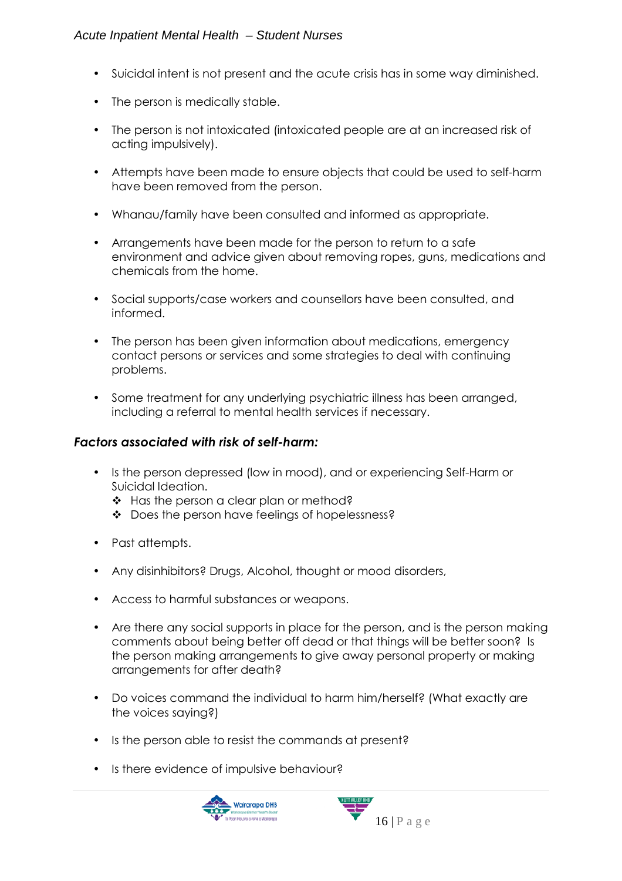- Suicidal intent is not present and the acute crisis has in some way diminished.
- The person is medically stable.
- The person is not intoxicated (intoxicated people are at an increased risk of acting impulsively).
- Attempts have been made to ensure objects that could be used to self-harm have been removed from the person.
- Whanau/family have been consulted and informed as appropriate.
- Arrangements have been made for the person to return to a safe environment and advice given about removing ropes, guns, medications and chemicals from the home.
- Social supports/case workers and counsellors have been consulted, and informed.
- The person has been given information about medications, emergency contact persons or services and some strategies to deal with continuing problems.
- Some treatment for any underlying psychiatric illness has been arranged, including a referral to mental health services if necessary.

***Factors associated with risk of self-harm:***

- Is the person depressed (low in mood), and or experiencing Self-Harm or Suicidal Ideation.
  - Has the person a clear plan or method?
  - Does the person have feelings of hopelessness?
- Past attempts.
- Any disinhibitors? Drugs, Alcohol, thought or mood disorders,
- Access to harmful substances or weapons.
- Are there any social supports in place for the person, and is the person making comments about being better off dead or that things will be better soon? Is the person making arrangements to give away personal property or making arrangements for after death?
- Do voices command the individual to harm him/herself? (What exactly are the voices saying?)
- Is the person able to resist the commands at present?
- Is there evidence of impulsive behaviour?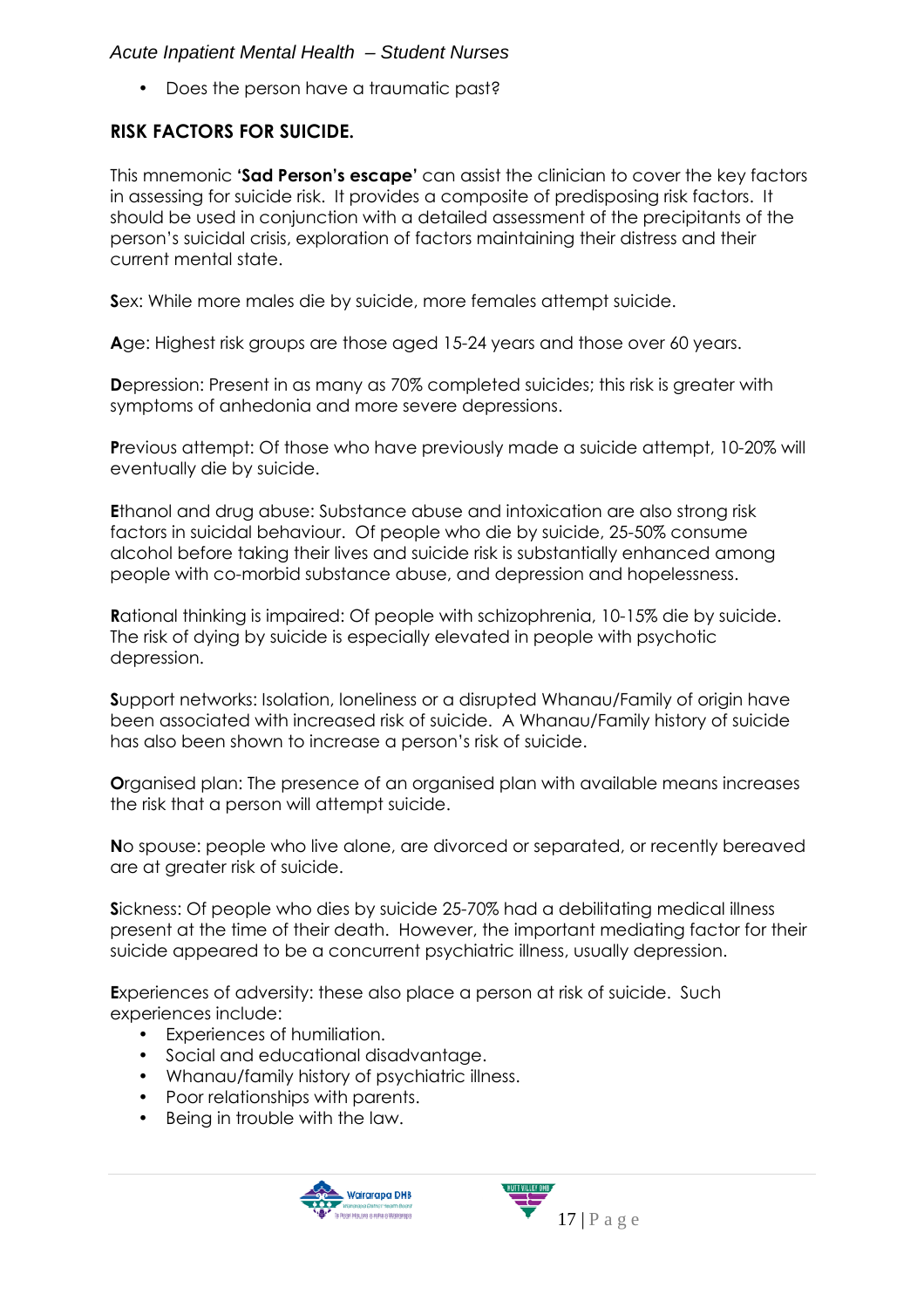- Does the person have a traumatic past?

## RISK FACTORS FOR SUICIDE.

This mnemonic **'Sad Person's escape'** can assist the clinician to cover the key factors in assessing for suicide risk. It provides a composite of predisposing risk factors. It should be used in conjunction with a detailed assessment of the precipitants of the person's suicidal crisis, exploration of factors maintaining their distress and their current mental state.

**S**ex: While more males die by suicide, more females attempt suicide.

**A**ge: Highest risk groups are those aged 15-24 years and those over 60 years.

**D**epression: Present in as many as 70% completed suicides; this risk is greater with symptoms of anhedonia and more severe depressions.

**P**revious attempt: Of those who have previously made a suicide attempt, 10-20% will eventually die by suicide.

**E**thanol and drug abuse: Substance abuse and intoxication are also strong risk factors in suicidal behaviour. Of people who die by suicide, 25-50% consume alcohol before taking their lives and suicide risk is substantially enhanced among people with co-morbid substance abuse, and depression and hopelessness.

**R**ational thinking is impaired: Of people with schizophrenia, 10-15% die by suicide. The risk of dying by suicide is especially elevated in people with psychotic depression.

**S**upport networks: Isolation, loneliness or a disrupted Whanau/Family of origin have been associated with increased risk of suicide. A Whanau/Family history of suicide has also been shown to increase a person's risk of suicide.

**O**rganised plan: The presence of an organised plan with available means increases the risk that a person will attempt suicide.

**N**o spouse: people who live alone, are divorced or separated, or recently bereaved are at greater risk of suicide.

**S**ickness: Of people who dies by suicide 25-70% had a debilitating medical illness present at the time of their death. However, the important mediating factor for their suicide appeared to be a concurrent psychiatric illness, usually depression.

**E**xperiences of adversity: these also place a person at risk of suicide. Such experiences include:

- Experiences of humiliation.
- Social and educational disadvantage.
- Whanau/family history of psychiatric illness.
- Poor relationships with parents.
- Being in trouble with the law.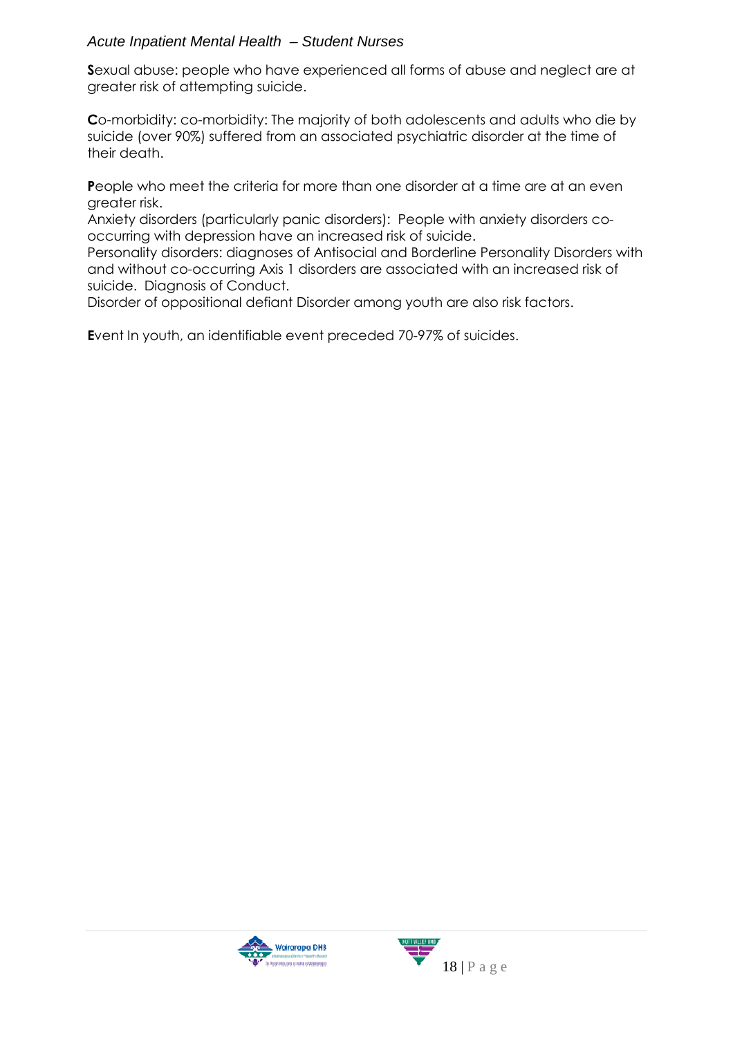**S**exual abuse: people who have experienced all forms of abuse and neglect are at greater risk of attempting suicide.

**C**o-morbidity: co-morbidity: The majority of both adolescents and adults who die by suicide (over 90%) suffered from an associated psychiatric disorder at the time of their death.

**P**eople who meet the criteria for more than one disorder at a time are at an even greater risk.
Anxiety disorders (particularly panic disorders): People with anxiety disorders co-occurring with depression have an increased risk of suicide.
Personality disorders: diagnoses of Antisocial and Borderline Personality Disorders with and without co-occurring Axis 1 disorders are associated with an increased risk of suicide. Diagnosis of Conduct.
Disorder of oppositional defiant Disorder among youth are also risk factors.

**E**vent In youth, an identifiable event preceded 70-97% of suicides.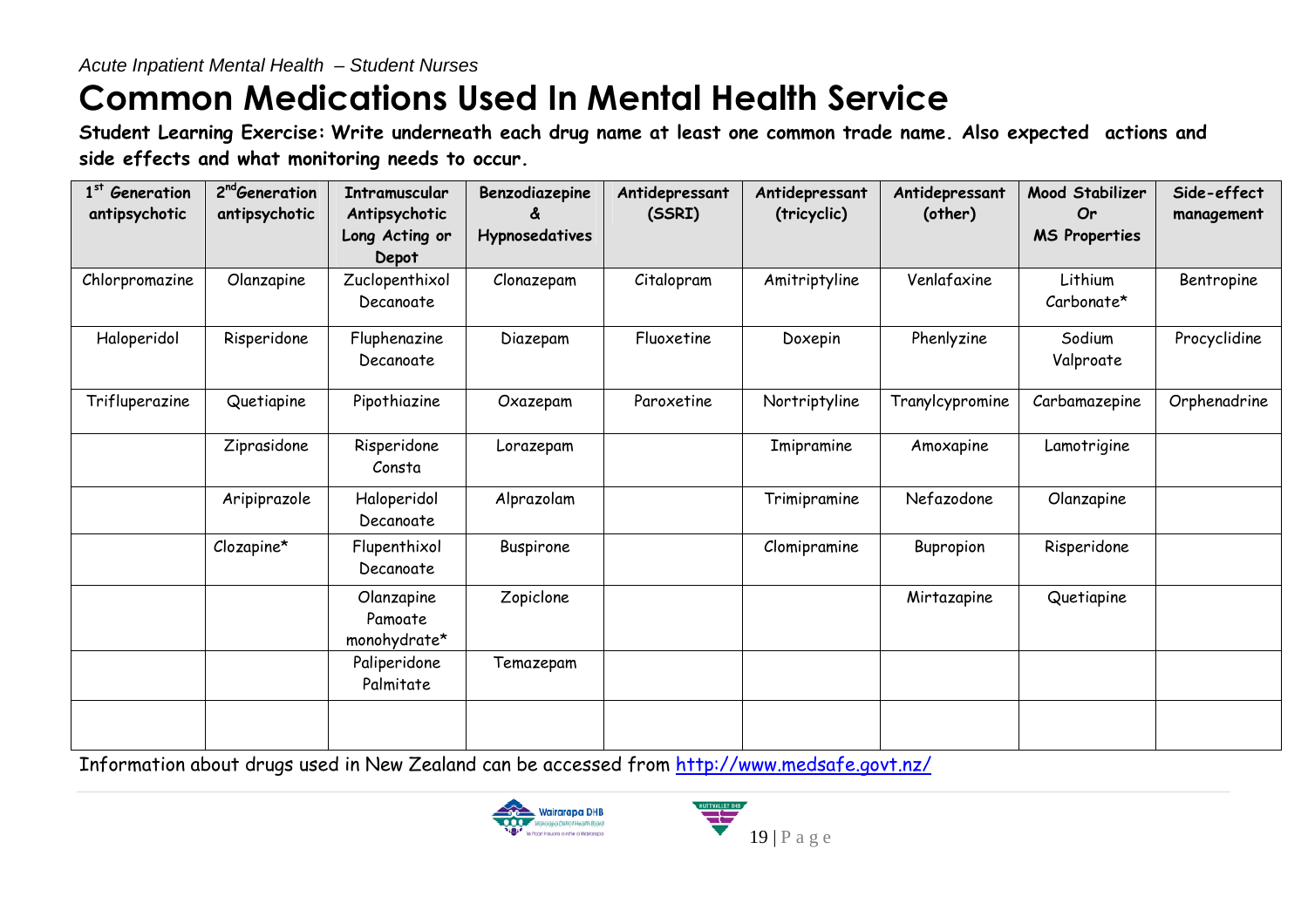# Common Medications Used In Mental Health Service

**Student Learning Exercise: Write underneath each drug name at least one common trade name. Also expected actions and side effects and what monitoring needs to occur.**

| 1st Generation antipsychotic | 2nd Generation antipsychotic | Intramuscular Antipsychotic Long Acting or Depot | Benzodiazepine & Hypnosedatives | Antidepressant (SSRI) | Antidepressant (tricyclic) | Antidepressant (other) | Mood Stabilizer Or MS Properties | Side-effect management |
|---|---|---|---|---|---|---|---|---|
| Chlorpromazine | Olanzapine | Zuclopenthixol Decanoate | Clonazepam | Citalopram | Amitriptyline | Venlafaxine | Lithium Carbonate* | Bentropine |
| Haloperidol | Risperidone | Fluphenazine Decanoate | Diazepam | Fluoxetine | Doxepin | Phenlyzine | Sodium Valproate | Procyclidine |
| Trifluperazine | Quetiapine | Pipothiazine | Oxazepam | Paroxetine | Nortriptyline | Tranylcypromine | Carbamazepine | Orphenadrine |
| | Ziprasidone | Risperidone Consta | Lorazepam | | Imipramine | Amoxapine | Lamotrigine | |
| | Aripiprazole | Haloperidol Decanoate | Alprazolam | | Trimipramine | Nefazodone | Olanzapine | |
| | Clozapine* | Flupenthixol Decanoate | Buspirone | | Clomipramine | Bupropion | Risperidone | |
| | | Olanzapine Pamoate monohydrate* | Zopiclone | | | Mirtazapine | Quetiapine | |
| | | Paliperidone Palmitate | Temazepam | | | | | |
| | | | | | | | | |

Information about drugs used in New Zealand can be accessed from http://www.medsafe.govt.nz/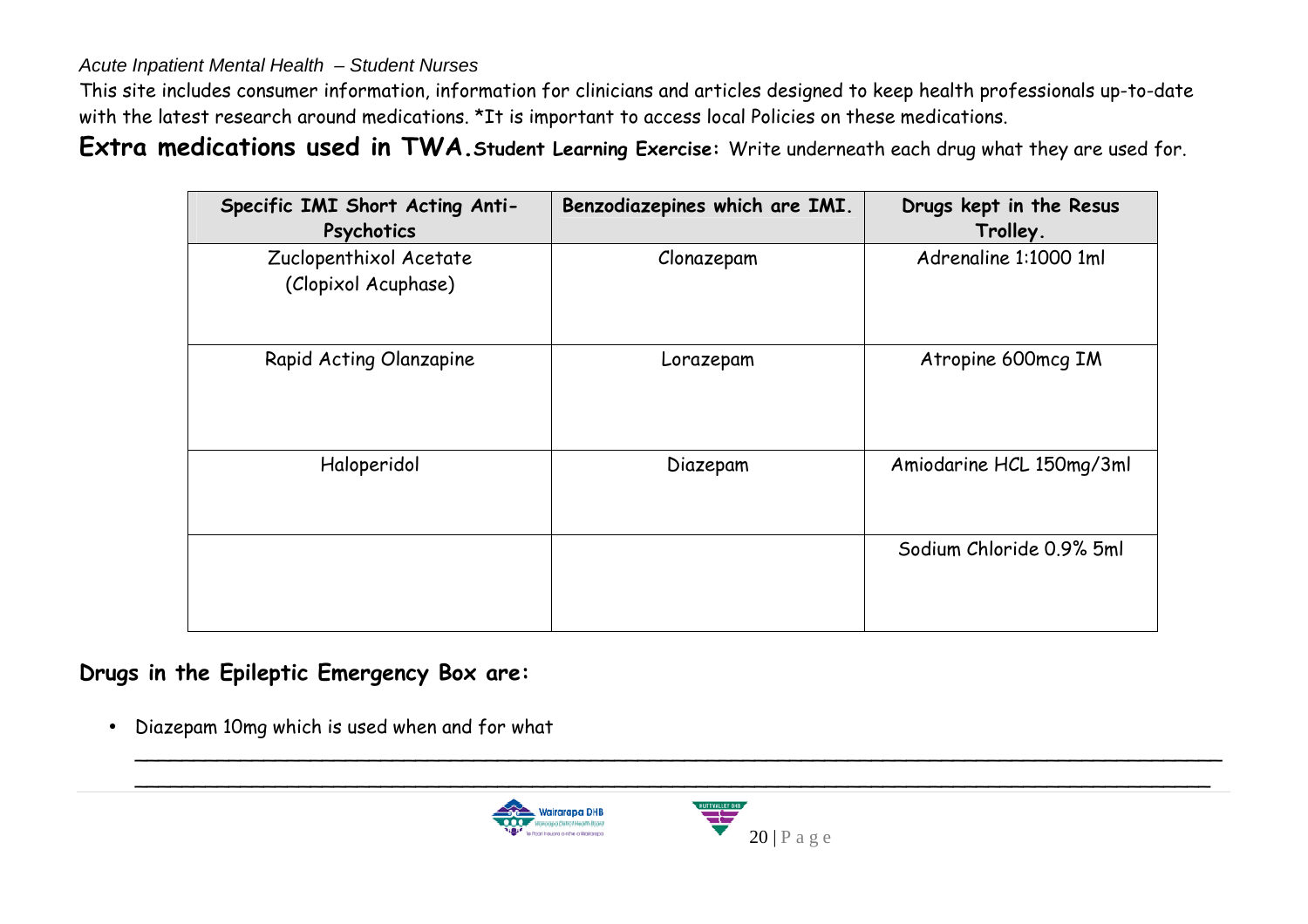*Acute Inpatient Mental Health – Student Nurses*

This site includes consumer information, information for clinicians and articles designed to keep health professionals up-to-date with the latest research around medications. *It is important to access local Policies on these medications.

**Extra medications used in TWA.** **Student Learning Exercise:** Write underneath each drug what they are used for.

| Specific IMI Short Acting Anti-Psychotics | Benzodiazepines which are IMI. | Drugs kept in the Resus Trolley. |
|---|---|---|
| Zuclopenthixol Acetate (Clopixol Acuphase) | Clonazepam | Adrenaline 1:1000 1ml |
| Rapid Acting Olanzapine | Lorazepam | Atropine 600mcg IM |
| Haloperidol | Diazepam | Amiodarine HCL 150mg/3ml |
| | | Sodium Chloride 0.9% 5ml |

**Drugs in the Epileptic Emergency Box are:**

- Diazepam 10mg which is used when and for what

______________________________________________________________________________________

______________________________________________________________________________________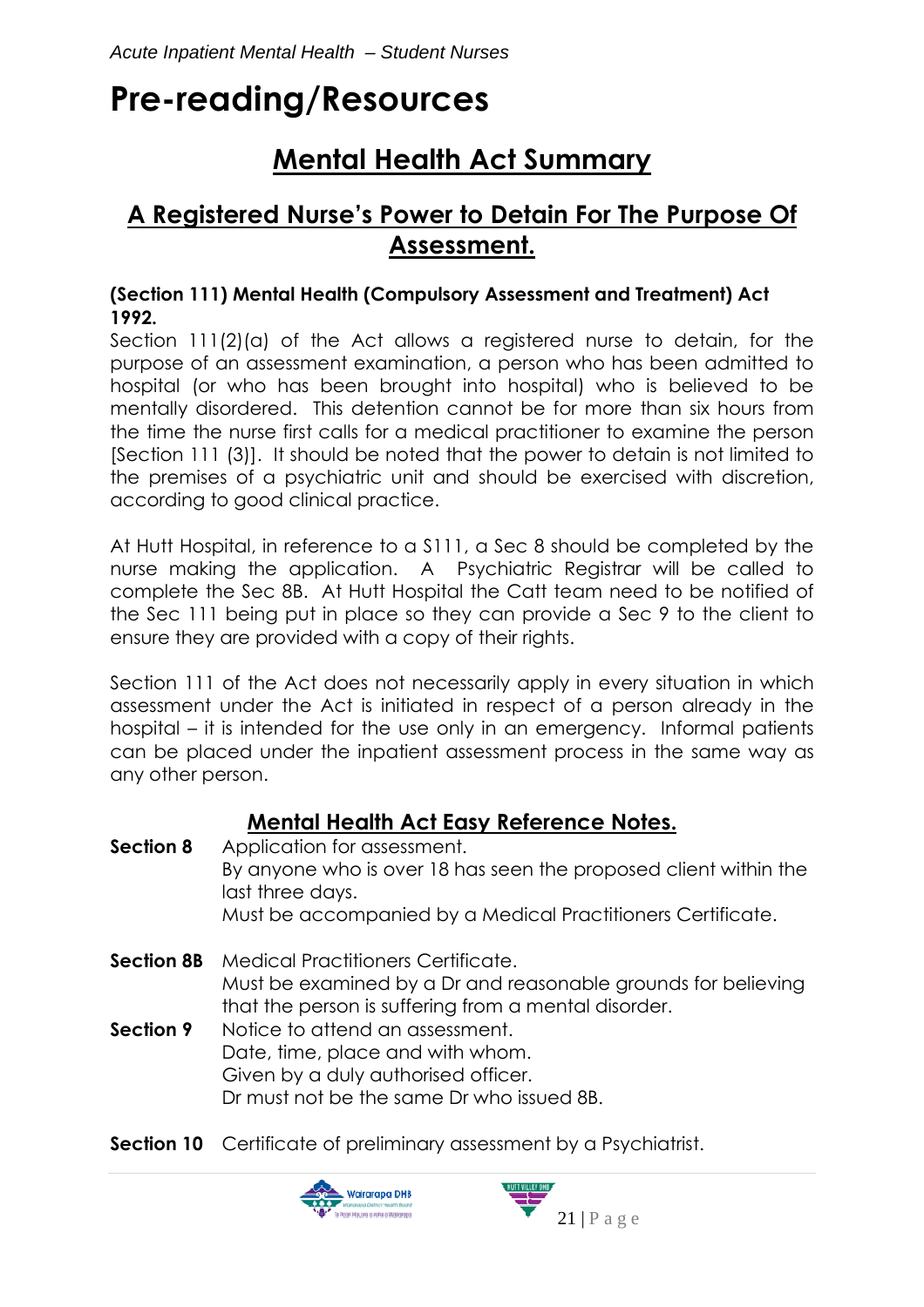# Pre-reading/Resources

## Mental Health Act Summary

## A Registered Nurse's Power to Detain For The Purpose Of Assessment.

**(Section 111) Mental Health (Compulsory Assessment and Treatment) Act 1992.**

Section 111(2)(a) of the Act allows a registered nurse to detain, for the purpose of an assessment examination, a person who has been admitted to hospital (or who has been brought into hospital) who is believed to be mentally disordered. This detention cannot be for more than six hours from the time the nurse first calls for a medical practitioner to examine the person [Section 111 (3)]. It should be noted that the power to detain is not limited to the premises of a psychiatric unit and should be exercised with discretion, according to good clinical practice.

At Hutt Hospital, in reference to a S111, a Sec 8 should be completed by the nurse making the application. A Psychiatric Registrar will be called to complete the Sec 8B. At Hutt Hospital the Catt team need to be notified of the Sec 111 being put in place so they can provide a Sec 9 to the client to ensure they are provided with a copy of their rights.

Section 111 of the Act does not necessarily apply in every situation in which assessment under the Act is initiated in respect of a person already in the hospital – it is intended for the use only in an emergency. Informal patients can be placed under the inpatient assessment process in the same way as any other person.

## Mental Health Act Easy Reference Notes.

**Section 8** Application for assessment.
By anyone who is over 18 has seen the proposed client within the last three days.
Must be accompanied by a Medical Practitioners Certificate.

**Section 8B** Medical Practitioners Certificate.
Must be examined by a Dr and reasonable grounds for believing that the person is suffering from a mental disorder.

**Section 9** Notice to attend an assessment.
Date, time, place and with whom.
Given by a duly authorised officer.
Dr must not be the same Dr who issued 8B.

**Section 10** Certificate of preliminary assessment by a Psychiatrist.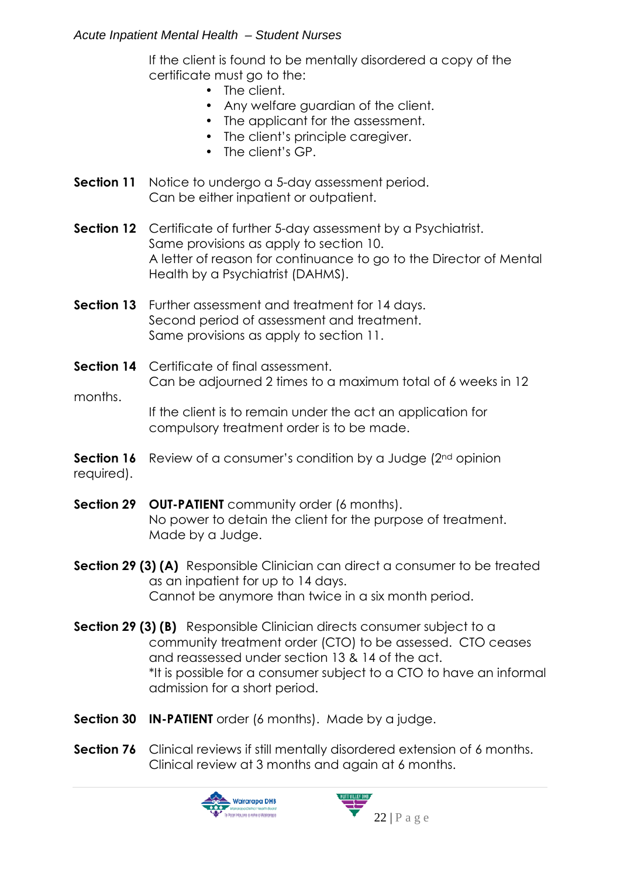If the client is found to be mentally disordered a copy of the certificate must go to the:

- The client.
- Any welfare guardian of the client.
- The applicant for the assessment.
- The client's principle caregiver.
- The client's GP.

**Section 11** Notice to undergo a 5-day assessment period. Can be either inpatient or outpatient.

**Section 12** Certificate of further 5-day assessment by a Psychiatrist. Same provisions as apply to section 10. A letter of reason for continuance to go to the Director of Mental Health by a Psychiatrist (DAHMS).

**Section 13** Further assessment and treatment for 14 days. Second period of assessment and treatment. Same provisions as apply to section 11.

**Section 14** Certificate of final assessment. Can be adjourned 2 times to a maximum total of 6 weeks in 12 months.

If the client is to remain under the act an application for compulsory treatment order is to be made.

**Section 16** Review of a consumer's condition by a Judge (2nd opinion required).

**Section 29** **OUT-PATIENT** community order (6 months). No power to detain the client for the purpose of treatment. Made by a Judge.

**Section 29 (3) (A)** Responsible Clinician can direct a consumer to be treated as an inpatient for up to 14 days. Cannot be anymore than twice in a six month period.

**Section 29 (3) (B)** Responsible Clinician directs consumer subject to a community treatment order (CTO) to be assessed. CTO ceases and reassessed under section 13 & 14 of the act.
*It is possible for a consumer subject to a CTO to have an informal admission for a short period.

**Section 30** **IN-PATIENT** order (6 months). Made by a judge.

**Section 76** Clinical reviews if still mentally disordered extension of 6 months. Clinical review at 3 months and again at 6 months.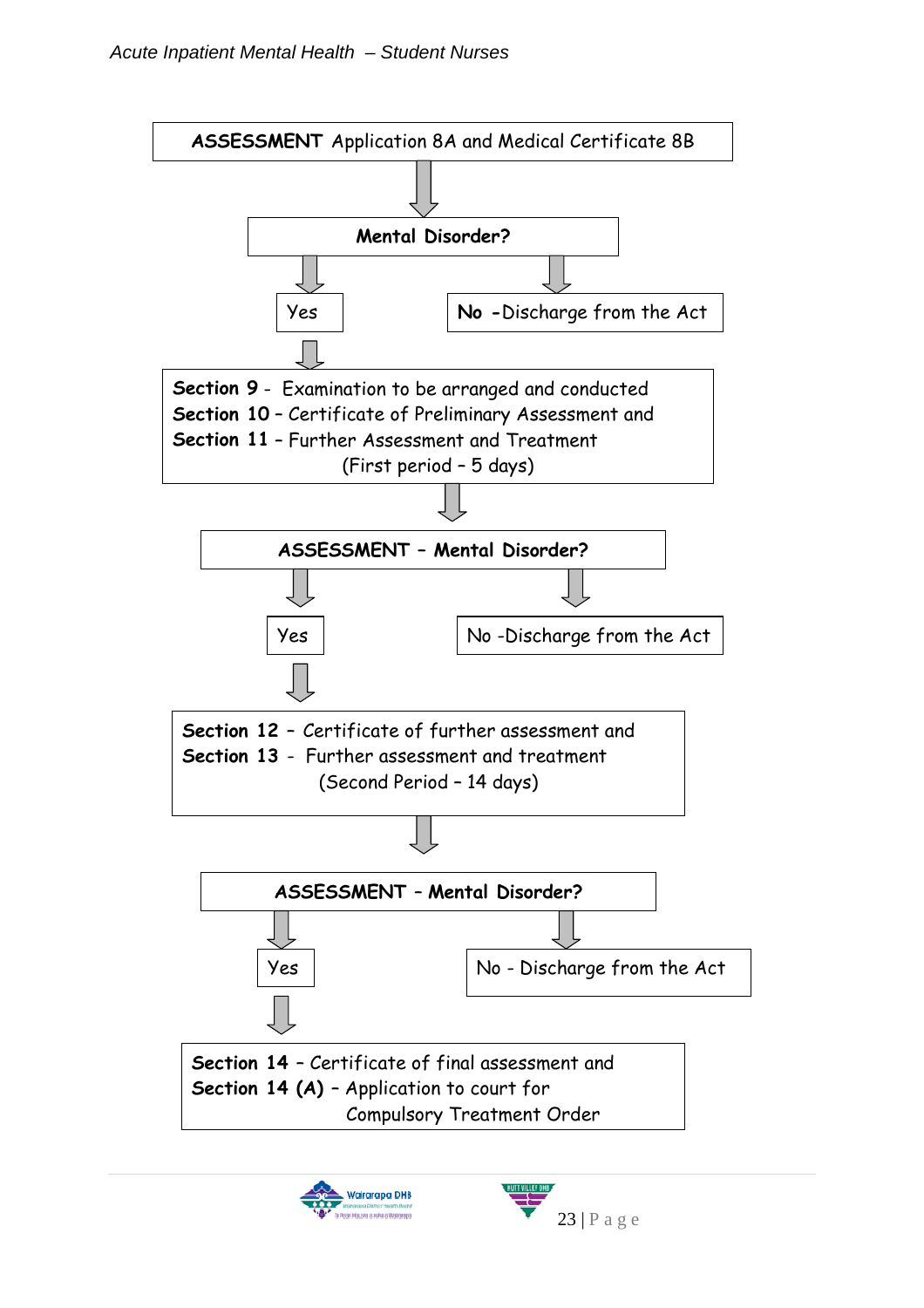**ASSESSMENT** Application 8A and Medical Certificate 8B

↓

**Mental Disorder?**

- **Yes** ↓
- **No** - Discharge from the Act

**Section 9** - Examination to be arranged and conducted
**Section 10** – Certificate of Preliminary Assessment and
**Section 11** – Further Assessment and Treatment
(First period – 5 days)

↓

**ASSESSMENT – Mental Disorder?**

- Yes ↓
- No - Discharge from the Act

**Section 12** – Certificate of further assessment and
**Section 13** - Further assessment and treatment
(Second Period – 14 days)

↓

**ASSESSMENT – Mental Disorder?**

- Yes ↓
- No - Discharge from the Act

**Section 14** – Certificate of final assessment and
**Section 14 (A)** – Application to court for
Compulsory Treatment Order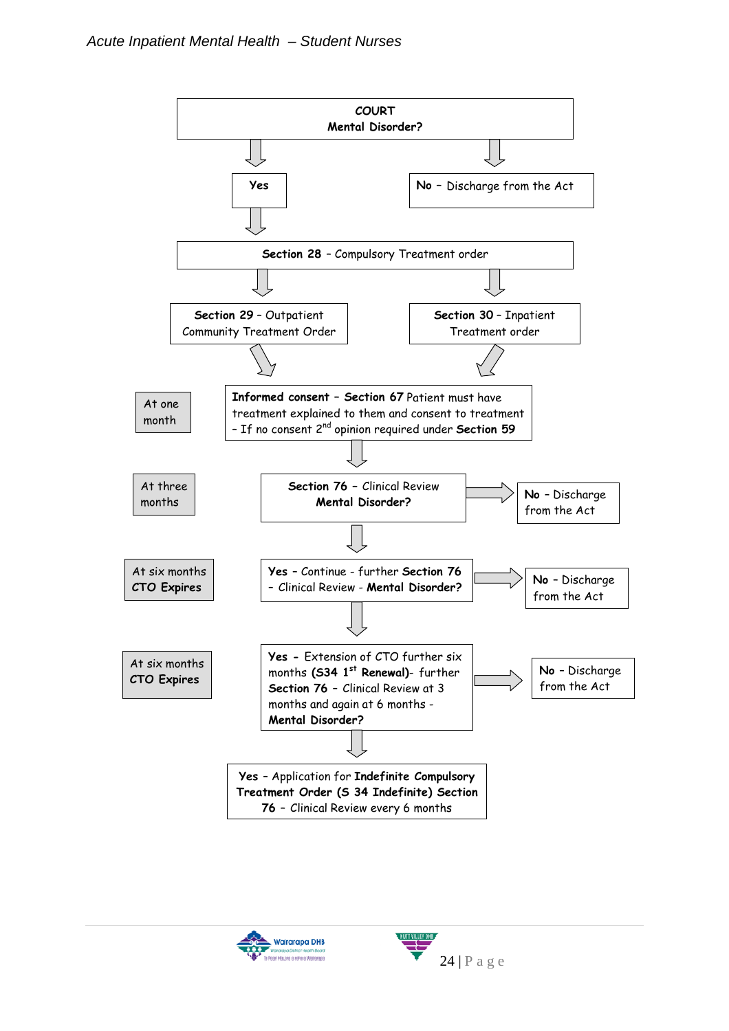**COURT**
**Mental Disorder?**

- **Yes** → **Section 28** – Compulsory Treatment order
- **No** – Discharge from the Act

**Section 28** – Compulsory Treatment order

- **Section 29** – Outpatient Community Treatment Order
- **Section 30** – Inpatient Treatment order

**At one month**

**Informed consent – Section 67** Patient must have treatment explained to them and consent to treatment – If no consent 2nd opinion required under **Section 59**

**At three months**

**Section 76** – Clinical Review **Mental Disorder?**

- **No** – Discharge from the Act

**At six months CTO Expires**

**Yes** – Continue - further **Section 76** – Clinical Review - **Mental Disorder?**

- **No** – Discharge from the Act

**At six months CTO Expires**

**Yes** – Extension of CTO further six months **(S34 1st Renewal)**- further **Section 76** – Clinical Review at 3 months and again at 6 months - **Mental Disorder?**

- **No** – Discharge from the Act

**Yes** – Application for **Indefinite Compulsory Treatment Order (S 34 Indefinite) Section 76** – Clinical Review every 6 months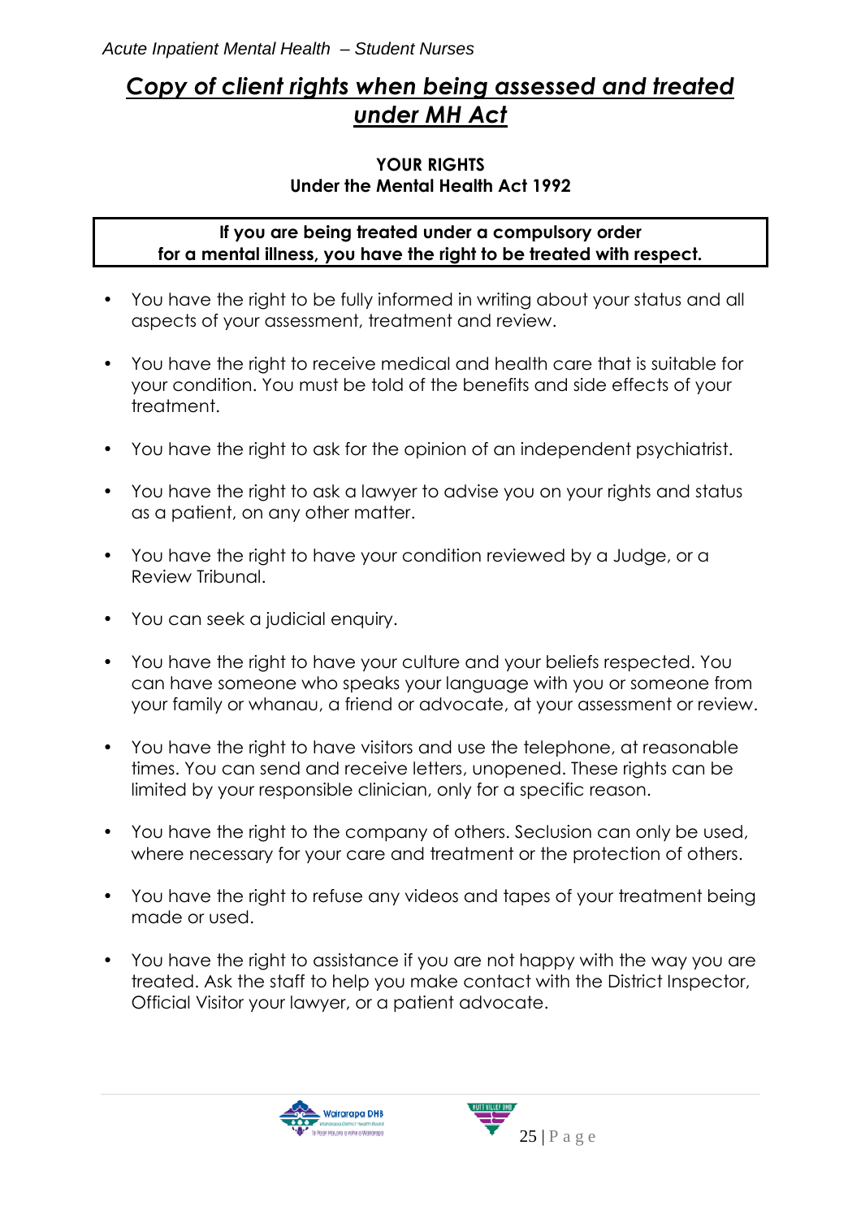# *Copy of client rights when being assessed and treated under MH Act*

**YOUR RIGHTS**
**Under the Mental Health Act 1992**

**If you are being treated under a compulsory order for a mental illness, you have the right to be treated with respect.**

- You have the right to be fully informed in writing about your status and all aspects of your assessment, treatment and review.
- You have the right to receive medical and health care that is suitable for your condition. You must be told of the benefits and side effects of your treatment.
- You have the right to ask for the opinion of an independent psychiatrist.
- You have the right to ask a lawyer to advise you on your rights and status as a patient, on any other matter.
- You have the right to have your condition reviewed by a Judge, or a Review Tribunal.
- You can seek a judicial enquiry.
- You have the right to have your culture and your beliefs respected. You can have someone who speaks your language with you or someone from your family or whanau, a friend or advocate, at your assessment or review.
- You have the right to have visitors and use the telephone, at reasonable times. You can send and receive letters, unopened. These rights can be limited by your responsible clinician, only for a specific reason.
- You have the right to the company of others. Seclusion can only be used, where necessary for your care and treatment or the protection of others.
- You have the right to refuse any videos and tapes of your treatment being made or used.
- You have the right to assistance if you are not happy with the way you are treated. Ask the staff to help you make contact with the District Inspector, Official Visitor your lawyer, or a patient advocate.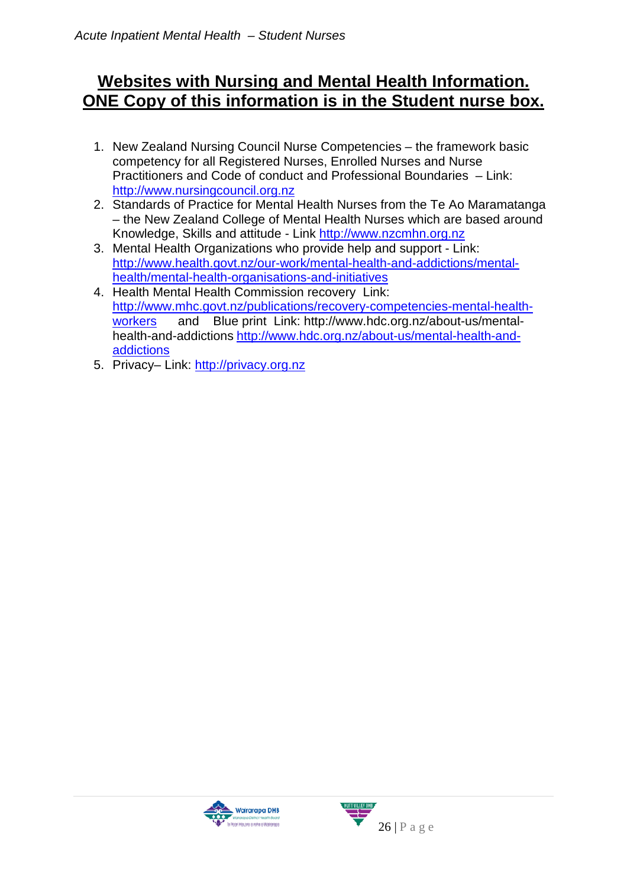## Websites with Nursing and Mental Health Information. ONE Copy of this information is in the Student nurse box.

1. New Zealand Nursing Council Nurse Competencies – the framework basic competency for all Registered Nurses, Enrolled Nurses and Nurse Practitioners and Code of conduct and Professional Boundaries – Link: [http://www.nursingcouncil.org.nz](http://www.nursingcouncil.org.nz)
2. Standards of Practice for Mental Health Nurses from the Te Ao Maramatanga – the New Zealand College of Mental Health Nurses which are based around Knowledge, Skills and attitude - Link [http://www.nzcmhn.org.nz](http://www.nzcmhn.org.nz)
3. Mental Health Organizations who provide help and support - Link: [http://www.health.govt.nz/our-work/mental-health-and-addictions/mental-health/mental-health-organisations-and-initiatives](http://www.health.govt.nz/our-work/mental-health-and-addictions/mental-health/mental-health-organisations-and-initiatives)
4. Health Mental Health Commission recovery Link: [http://www.mhc.govt.nz/publications/recovery-competencies-mental-health-workers](http://www.mhc.govt.nz/publications/recovery-competencies-mental-health-workers) and Blue print Link: http://www.hdc.org.nz/about-us/mental-health-and-addictions [http://www.hdc.org.nz/about-us/mental-health-and-addictions](http://www.hdc.org.nz/about-us/mental-health-and-addictions)
5. Privacy– Link: [http://privacy.org.nz](http://privacy.org.nz)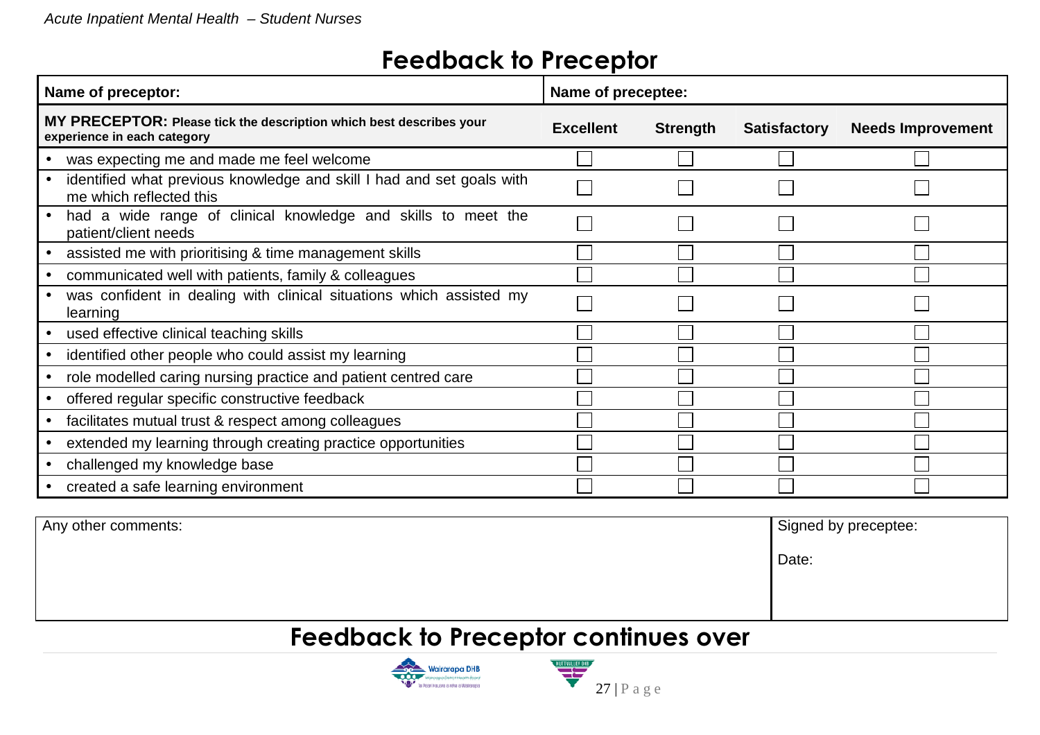# Feedback to Preceptor

| Name of preceptor: | Name of preceptee: | | | |
|---|---|---|---|---|
| **MY PRECEPTOR:** **Please tick the description which best describes your experience in each category** | **Excellent** | **Strength** | **Satisfactory** | **Needs Improvement** |
| • was expecting me and made me feel welcome | ☐ | ☐ | ☐ | ☐ |
| • identified what previous knowledge and skill I had and set goals with me which reflected this | ☐ | ☐ | ☐ | ☐ |
| • had a wide range of clinical knowledge and skills to meet the patient/client needs | ☐ | ☐ | ☐ | ☐ |
| • assisted me with prioritising & time management skills | ☐ | ☐ | ☐ | ☐ |
| • communicated well with patients, family & colleagues | ☐ | ☐ | ☐ | ☐ |
| • was confident in dealing with clinical situations which assisted my learning | ☐ | ☐ | ☐ | ☐ |
| • used effective clinical teaching skills | ☐ | ☐ | ☐ | ☐ |
| • identified other people who could assist my learning | ☐ | ☐ | ☐ | ☐ |
| • role modelled caring nursing practice and patient centred care | ☐ | ☐ | ☐ | ☐ |
| • offered regular specific constructive feedback | ☐ | ☐ | ☐ | ☐ |
| • facilitates mutual trust & respect among colleagues | ☐ | ☐ | ☐ | ☐ |
| • extended my learning through creating practice opportunities | ☐ | ☐ | ☐ | ☐ |
| • challenged my knowledge base | ☐ | ☐ | ☐ | ☐ |
| • created a safe learning environment | ☐ | ☐ | ☐ | ☐ |

| Any other comments: | Signed by preceptee:<br><br>Date: |
|---|---|

## Feedback to Preceptor continues over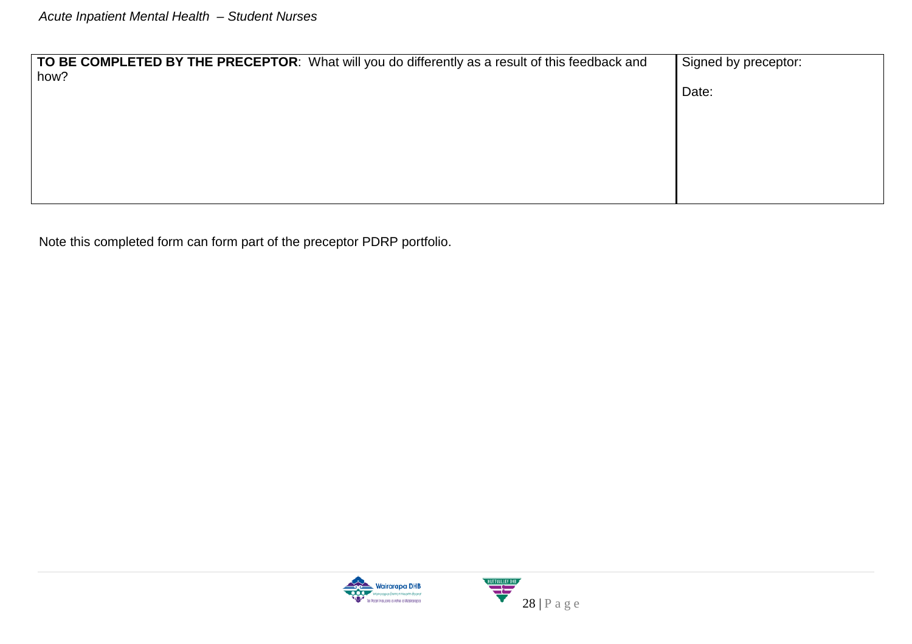| | |
|---|---|
| **TO BE COMPLETED BY THE PRECEPTOR**: What will you do differently as a result of this feedback and how? | Signed by preceptor:<br><br>Date: |

Note this completed form can form part of the preceptor PDRP portfolio.